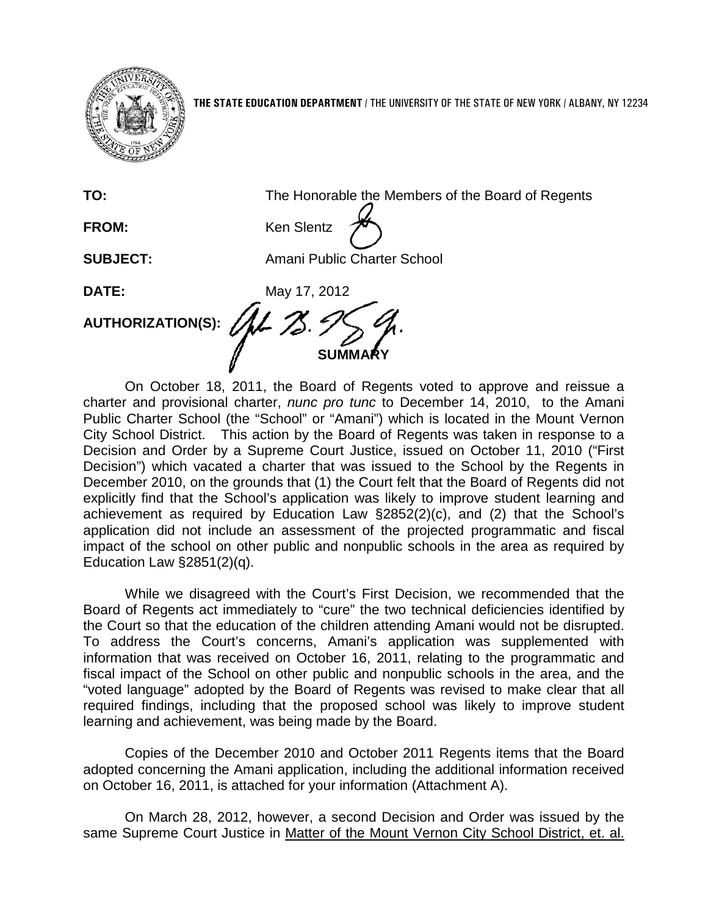**THE STATE EDUCATION DEPARTMENT** / THE UNIVERSITY OF THE STATE OF NEW YORK / ALBANY, NY 12234

**TO:** The Honorable the Members of the Board of Regents

**FROM:** Ken Slentz

**SUBJECT:** Amani Public Charter School

**DATE:** May 17, 2012

**AUTHORIZATION(S):**

## SUMMARY

On October 18, 2011, the Board of Regents voted to approve and reissue a charter and provisional charter, *nunc pro tunc* to December 14, 2010, to the Amani Public Charter School (the "School" or "Amani") which is located in the Mount Vernon City School District. This action by the Board of Regents was taken in response to a Decision and Order by a Supreme Court Justice, issued on October 11, 2010 ("First Decision") which vacated a charter that was issued to the School by the Regents in December 2010, on the grounds that (1) the Court felt that the Board of Regents did not explicitly find that the School's application was likely to improve student learning and achievement as required by Education Law §2852(2)(c), and (2) that the School's application did not include an assessment of the projected programmatic and fiscal impact of the school on other public and nonpublic schools in the area as required by Education Law §2851(2)(q).

While we disagreed with the Court's First Decision, we recommended that the Board of Regents act immediately to "cure" the two technical deficiencies identified by the Court so that the education of the children attending Amani would not be disrupted. To address the Court's concerns, Amani's application was supplemented with information that was received on October 16, 2011, relating to the programmatic and fiscal impact of the School on other public and nonpublic schools in the area, and the "voted language" adopted by the Board of Regents was revised to make clear that all required findings, including that the proposed school was likely to improve student learning and achievement, was being made by the Board.

Copies of the December 2010 and October 2011 Regents items that the Board adopted concerning the Amani application, including the additional information received on October 16, 2011, is attached for your information (Attachment A).

On March 28, 2012, however, a second Decision and Order was issued by the same Supreme Court Justice in Matter of the Mount Vernon City School District, et. al.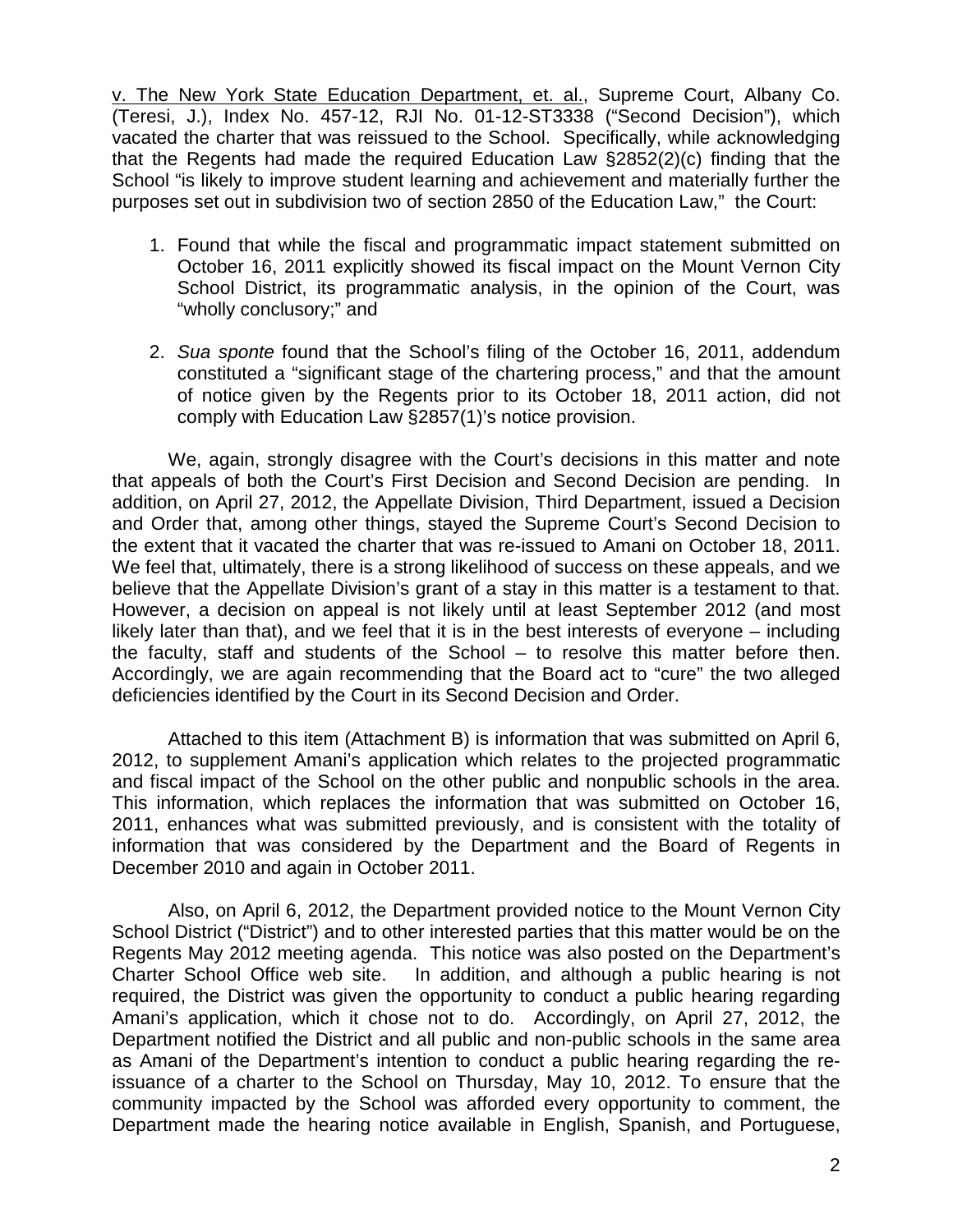v. The New York State Education Department, et. al., Supreme Court, Albany Co. (Teresi, J.), Index No. 457-12, RJI No. 01-12-ST3338 ("Second Decision"), which vacated the charter that was reissued to the School. Specifically, while acknowledging that the Regents had made the required Education Law §2852(2)(c) finding that the School "is likely to improve student learning and achievement and materially further the purposes set out in subdivision two of section 2850 of the Education Law," the Court:

1. Found that while the fiscal and programmatic impact statement submitted on October 16, 2011 explicitly showed its fiscal impact on the Mount Vernon City School District, its programmatic analysis, in the opinion of the Court, was "wholly conclusory;" and

2. *Sua sponte* found that the School's filing of the October 16, 2011, addendum constituted a "significant stage of the chartering process," and that the amount of notice given by the Regents prior to its October 18, 2011 action, did not comply with Education Law §2857(1)'s notice provision.

We, again, strongly disagree with the Court's decisions in this matter and note that appeals of both the Court's First Decision and Second Decision are pending. In addition, on April 27, 2012, the Appellate Division, Third Department, issued a Decision and Order that, among other things, stayed the Supreme Court's Second Decision to the extent that it vacated the charter that was re-issued to Amani on October 18, 2011. We feel that, ultimately, there is a strong likelihood of success on these appeals, and we believe that the Appellate Division's grant of a stay in this matter is a testament to that. However, a decision on appeal is not likely until at least September 2012 (and most likely later than that), and we feel that it is in the best interests of everyone – including the faculty, staff and students of the School – to resolve this matter before then. Accordingly, we are again recommending that the Board act to "cure" the two alleged deficiencies identified by the Court in its Second Decision and Order.

Attached to this item (Attachment B) is information that was submitted on April 6, 2012, to supplement Amani's application which relates to the projected programmatic and fiscal impact of the School on the other public and nonpublic schools in the area. This information, which replaces the information that was submitted on October 16, 2011, enhances what was submitted previously, and is consistent with the totality of information that was considered by the Department and the Board of Regents in December 2010 and again in October 2011.

Also, on April 6, 2012, the Department provided notice to the Mount Vernon City School District ("District") and to other interested parties that this matter would be on the Regents May 2012 meeting agenda. This notice was also posted on the Department's Charter School Office web site. In addition, and although a public hearing is not required, the District was given the opportunity to conduct a public hearing regarding Amani's application, which it chose not to do. Accordingly, on April 27, 2012, the Department notified the District and all public and non-public schools in the same area as Amani of the Department's intention to conduct a public hearing regarding the re-issuance of a charter to the School on Thursday, May 10, 2012. To ensure that the community impacted by the School was afforded every opportunity to comment, the Department made the hearing notice available in English, Spanish, and Portuguese,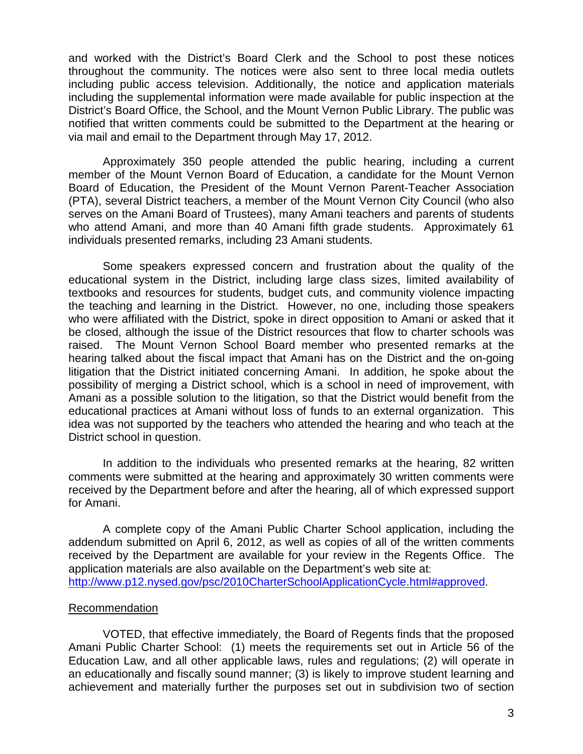and worked with the District's Board Clerk and the School to post these notices throughout the community. The notices were also sent to three local media outlets including public access television. Additionally, the notice and application materials including the supplemental information were made available for public inspection at the District's Board Office, the School, and the Mount Vernon Public Library. The public was notified that written comments could be submitted to the Department at the hearing or via mail and email to the Department through May 17, 2012.

Approximately 350 people attended the public hearing, including a current member of the Mount Vernon Board of Education, a candidate for the Mount Vernon Board of Education, the President of the Mount Vernon Parent-Teacher Association (PTA), several District teachers, a member of the Mount Vernon City Council (who also serves on the Amani Board of Trustees), many Amani teachers and parents of students who attend Amani, and more than 40 Amani fifth grade students. Approximately 61 individuals presented remarks, including 23 Amani students.

Some speakers expressed concern and frustration about the quality of the educational system in the District, including large class sizes, limited availability of textbooks and resources for students, budget cuts, and community violence impacting the teaching and learning in the District. However, no one, including those speakers who were affiliated with the District, spoke in direct opposition to Amani or asked that it be closed, although the issue of the District resources that flow to charter schools was raised. The Mount Vernon School Board member who presented remarks at the hearing talked about the fiscal impact that Amani has on the District and the on-going litigation that the District initiated concerning Amani. In addition, he spoke about the possibility of merging a District school, which is a school in need of improvement, with Amani as a possible solution to the litigation, so that the District would benefit from the educational practices at Amani without loss of funds to an external organization. This idea was not supported by the teachers who attended the hearing and who teach at the District school in question.

In addition to the individuals who presented remarks at the hearing, 82 written comments were submitted at the hearing and approximately 30 written comments were received by the Department before and after the hearing, all of which expressed support for Amani.

A complete copy of the Amani Public Charter School application, including the addendum submitted on April 6, 2012, as well as copies of all of the written comments received by the Department are available for your review in the Regents Office. The application materials are also available on the Department's web site at: [http://www.p12.nysed.gov/psc/2010CharterSchoolApplicationCycle.html#approved](http://www.p12.nysed.gov/psc/2010CharterSchoolApplicationCycle.html#approved).

<u>Recommendation</u>

VOTED, that effective immediately, the Board of Regents finds that the proposed Amani Public Charter School: (1) meets the requirements set out in Article 56 of the Education Law, and all other applicable laws, rules and regulations; (2) will operate in an educationally and fiscally sound manner; (3) is likely to improve student learning and achievement and materially further the purposes set out in subdivision two of section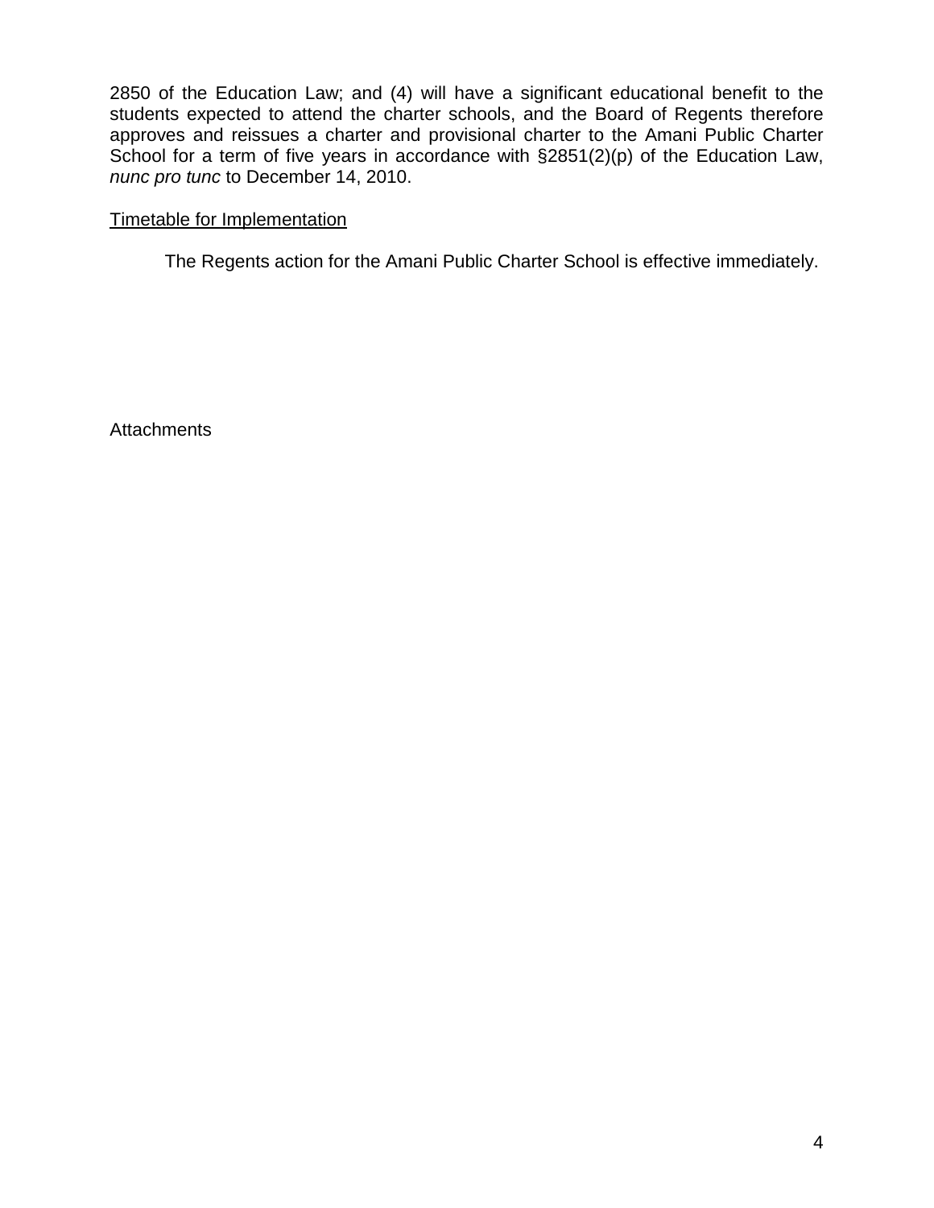2850 of the Education Law; and (4) will have a significant educational benefit to the students expected to attend the charter schools, and the Board of Regents therefore approves and reissues a charter and provisional charter to the Amani Public Charter School for a term of five years in accordance with §2851(2)(p) of the Education Law, *nunc pro tunc* to December 14, 2010.

<u>Timetable for Implementation</u>

The Regents action for the Amani Public Charter School is effective immediately.

Attachments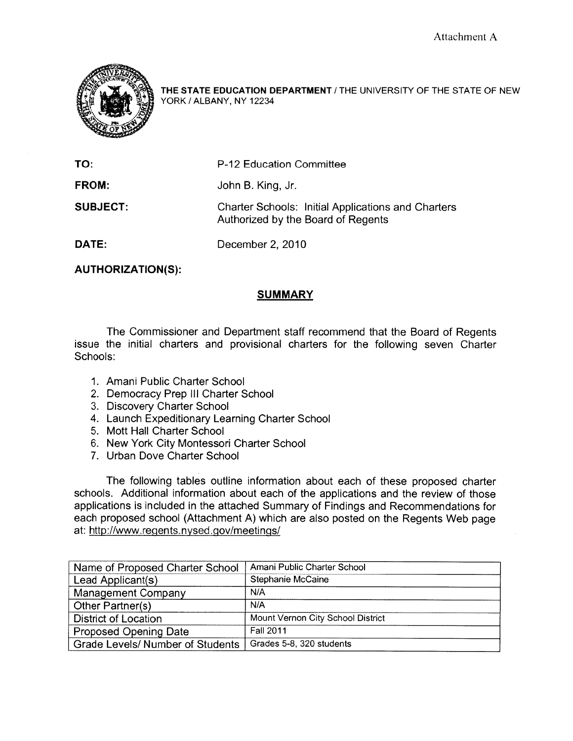Attachment A

THE STATE EDUCATION DEPARTMENT / THE UNIVERSITY OF THE STATE OF NEW YORK / ALBANY, NY 12234

**TO:** P-12 Education Committee

**FROM:** John B. King, Jr.

**SUBJECT:** Charter Schools: Initial Applications and Charters Authorized by the Board of Regents

**DATE:** December 2, 2010

**AUTHORIZATION(S):**

## SUMMARY

The Commissioner and Department staff recommend that the Board of Regents issue the initial charters and provisional charters for the following seven Charter Schools:

1. Amani Public Charter School
2. Democracy Prep III Charter School
3. Discovery Charter School
4. Launch Expeditionary Learning Charter School
5. Mott Hall Charter School
6. New York City Montessori Charter School
7. Urban Dove Charter School

The following tables outline information about each of these proposed charter schools. Additional information about each of the applications and the review of those applications is included in the attached Summary of Findings and Recommendations for each proposed school (Attachment A) which are also posted on the Regents Web page at: http://www.regents.nysed.gov/meetings/

| Name of Proposed Charter School | Amani Public Charter School |
|---|---|
| Lead Applicant(s) | Stephanie McCaine |
| Management Company | N/A |
| Other Partner(s) | N/A |
| District of Location | Mount Vernon City School District |
| Proposed Opening Date | Fall 2011 |
| Grade Levels/ Number of Students | Grades 5-8, 320 students |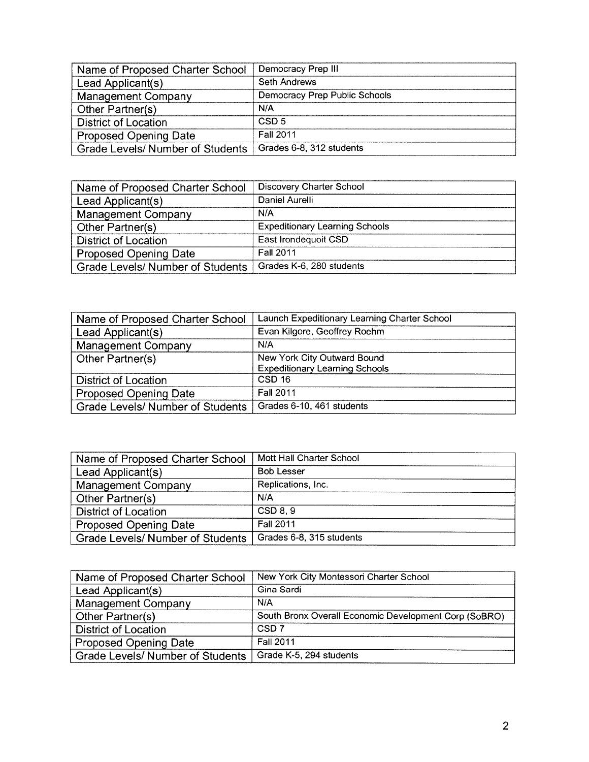| Name of Proposed Charter School | Democracy Prep III |
| --- | --- |
| Lead Applicant(s) | Seth Andrews |
| Management Company | Democracy Prep Public Schools |
| Other Partner(s) | N/A |
| District of Location | CSD 5 |
| Proposed Opening Date | Fall 2011 |
| Grade Levels/ Number of Students | Grades 6-8, 312 students |

| Name of Proposed Charter School | Discovery Charter School |
| --- | --- |
| Lead Applicant(s) | Daniel Aurelli |
| Management Company | N/A |
| Other Partner(s) | Expeditionary Learning Schools |
| District of Location | East Irondequoit CSD |
| Proposed Opening Date | Fall 2011 |
| Grade Levels/ Number of Students | Grades K-6, 280 students |

| Name of Proposed Charter School | Launch Expeditionary Learning Charter School |
| --- | --- |
| Lead Applicant(s) | Evan Kilgore, Geoffrey Roehm |
| Management Company | N/A |
| Other Partner(s) | New York City Outward Bound<br>Expeditionary Learning Schools |
| District of Location | CSD 16 |
| Proposed Opening Date | Fall 2011 |
| Grade Levels/ Number of Students | Grades 6-10, 461 students |

| Name of Proposed Charter School | Mott Hall Charter School |
| --- | --- |
| Lead Applicant(s) | Bob Lesser |
| Management Company | Replications, Inc. |
| Other Partner(s) | N/A |
| District of Location | CSD 8, 9 |
| Proposed Opening Date | Fall 2011 |
| Grade Levels/ Number of Students | Grades 6-8, 315 students |

| Name of Proposed Charter School | New York City Montessori Charter School |
| --- | --- |
| Lead Applicant(s) | Gina Sardi |
| Management Company | N/A |
| Other Partner(s) | South Bronx Overall Economic Development Corp (SoBRO) |
| District of Location | CSD 7 |
| Proposed Opening Date | Fall 2011 |
| Grade Levels/ Number of Students | Grade K-5, 294 students |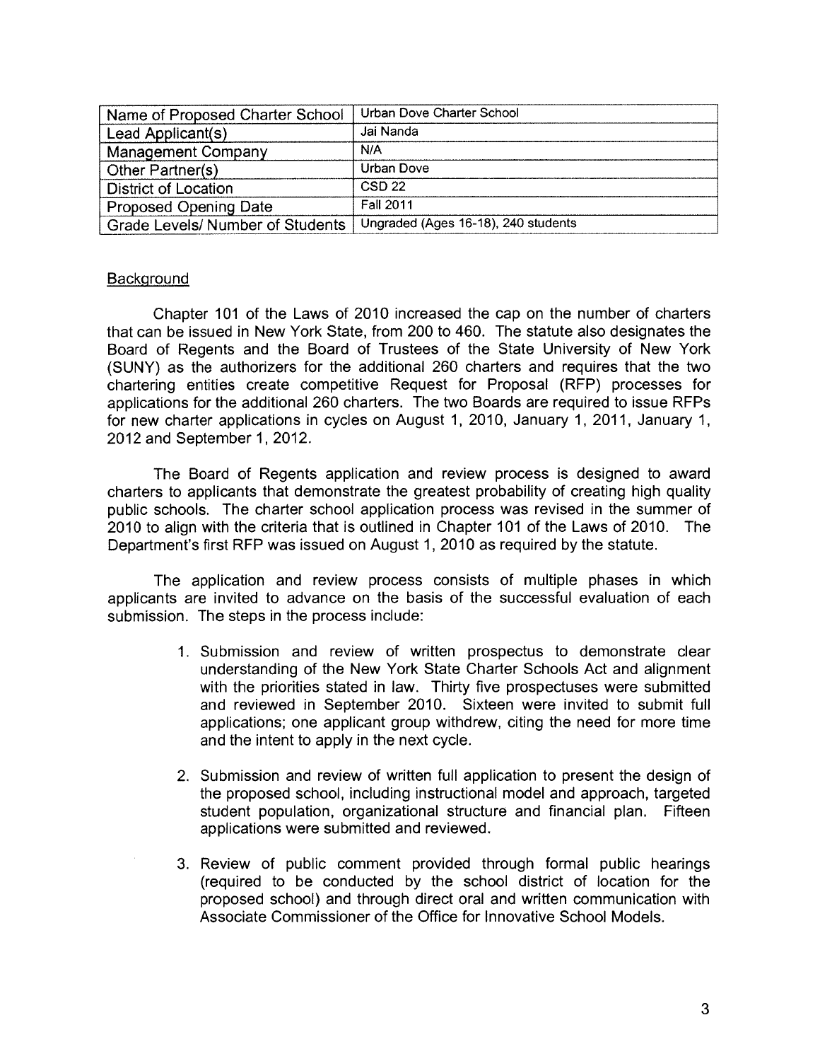| Name of Proposed Charter School | Urban Dove Charter School |
|---|---|
| Lead Applicant(s) | Jai Nanda |
| Management Company | N/A |
| Other Partner(s) | Urban Dove |
| District of Location | CSD 22 |
| Proposed Opening Date | Fall 2011 |
| Grade Levels/ Number of Students | Ungraded (Ages 16-18), 240 students |

Background

Chapter 101 of the Laws of 2010 increased the cap on the number of charters that can be issued in New York State, from 200 to 460. The statute also designates the Board of Regents and the Board of Trustees of the State University of New York (SUNY) as the authorizers for the additional 260 charters and requires that the two chartering entities create competitive Request for Proposal (RFP) processes for applications for the additional 260 charters. The two Boards are required to issue RFPs for new charter applications in cycles on August 1, 2010, January 1, 2011, January 1, 2012 and September 1, 2012.

The Board of Regents application and review process is designed to award charters to applicants that demonstrate the greatest probability of creating high quality public schools. The charter school application process was revised in the summer of 2010 to align with the criteria that is outlined in Chapter 101 of the Laws of 2010. The Department's first RFP was issued on August 1, 2010 as required by the statute.

The application and review process consists of multiple phases in which applicants are invited to advance on the basis of the successful evaluation of each submission. The steps in the process include:

1. Submission and review of written prospectus to demonstrate clear understanding of the New York State Charter Schools Act and alignment with the priorities stated in law. Thirty five prospectuses were submitted and reviewed in September 2010. Sixteen were invited to submit full applications; one applicant group withdrew, citing the need for more time and the intent to apply in the next cycle.

2. Submission and review of written full application to present the design of the proposed school, including instructional model and approach, targeted student population, organizational structure and financial plan. Fifteen applications were submitted and reviewed.

3. Review of public comment provided through formal public hearings (required to be conducted by the school district of location for the proposed school) and through direct oral and written communication with Associate Commissioner of the Office for Innovative School Models.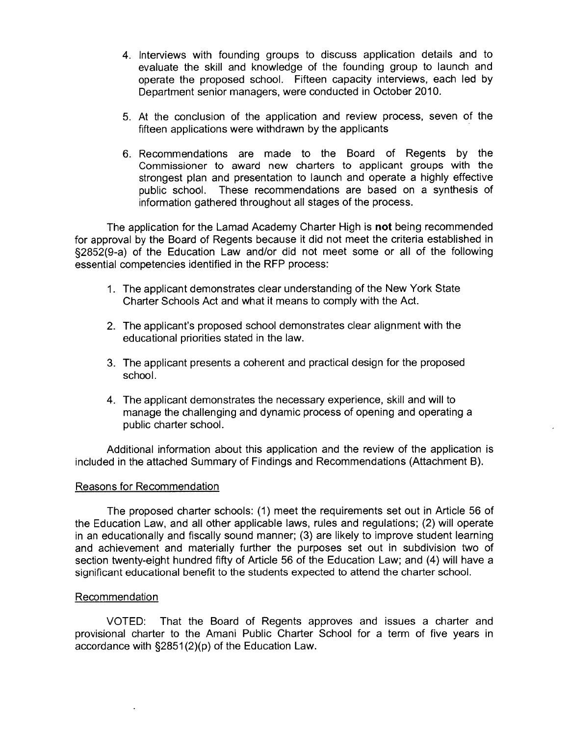4. Interviews with founding groups to discuss application details and to evaluate the skill and knowledge of the founding group to launch and operate the proposed school. Fifteen capacity interviews, each led by Department senior managers, were conducted in October 2010.

5. At the conclusion of the application and review process, seven of the fifteen applications were withdrawn by the applicants

6. Recommendations are made to the Board of Regents by the Commissioner to award new charters to applicant groups with the strongest plan and presentation to launch and operate a highly effective public school. These recommendations are based on a synthesis of information gathered throughout all stages of the process.

The application for the Lamad Academy Charter High is **not** being recommended for approval by the Board of Regents because it did not meet the criteria established in §2852(9-a) of the Education Law and/or did not meet some or all of the following essential competencies identified in the RFP process:

1. The applicant demonstrates clear understanding of the New York State Charter Schools Act and what it means to comply with the Act.

2. The applicant's proposed school demonstrates clear alignment with the educational priorities stated in the law.

3. The applicant presents a coherent and practical design for the proposed school.

4. The applicant demonstrates the necessary experience, skill and will to manage the challenging and dynamic process of opening and operating a public charter school.

Additional information about this application and the review of the application is included in the attached Summary of Findings and Recommendations (Attachment B).

## Reasons for Recommendation

The proposed charter schools: (1) meet the requirements set out in Article 56 of the Education Law, and all other applicable laws, rules and regulations; (2) will operate in an educationally and fiscally sound manner; (3) are likely to improve student learning and achievement and materially further the purposes set out in subdivision two of section twenty-eight hundred fifty of Article 56 of the Education Law; and (4) will have a significant educational benefit to the students expected to attend the charter school.

## Recommendation

VOTED: That the Board of Regents approves and issues a charter and provisional charter to the Amani Public Charter School for a term of five years in accordance with §2851(2)(p) of the Education Law.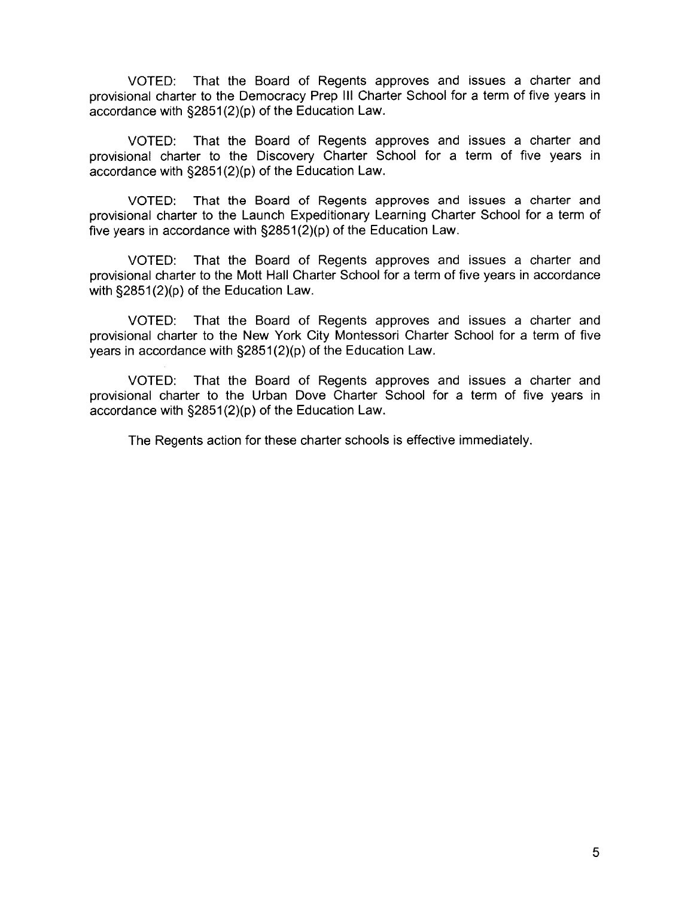VOTED: That the Board of Regents approves and issues a charter and provisional charter to the Democracy Prep III Charter School for a term of five years in accordance with §2851(2)(p) of the Education Law.

VOTED: That the Board of Regents approves and issues a charter and provisional charter to the Discovery Charter School for a term of five years in accordance with §2851(2)(p) of the Education Law.

VOTED: That the Board of Regents approves and issues a charter and provisional charter to the Launch Expeditionary Learning Charter School for a term of five years in accordance with §2851(2)(p) of the Education Law.

VOTED: That the Board of Regents approves and issues a charter and provisional charter to the Mott Hall Charter School for a term of five years in accordance with §2851(2)(p) of the Education Law.

VOTED: That the Board of Regents approves and issues a charter and provisional charter to the New York City Montessori Charter School for a term of five years in accordance with §2851(2)(p) of the Education Law.

VOTED: That the Board of Regents approves and issues a charter and provisional charter to the Urban Dove Charter School for a term of five years in accordance with §2851(2)(p) of the Education Law.

The Regents action for these charter schools is effective immediately.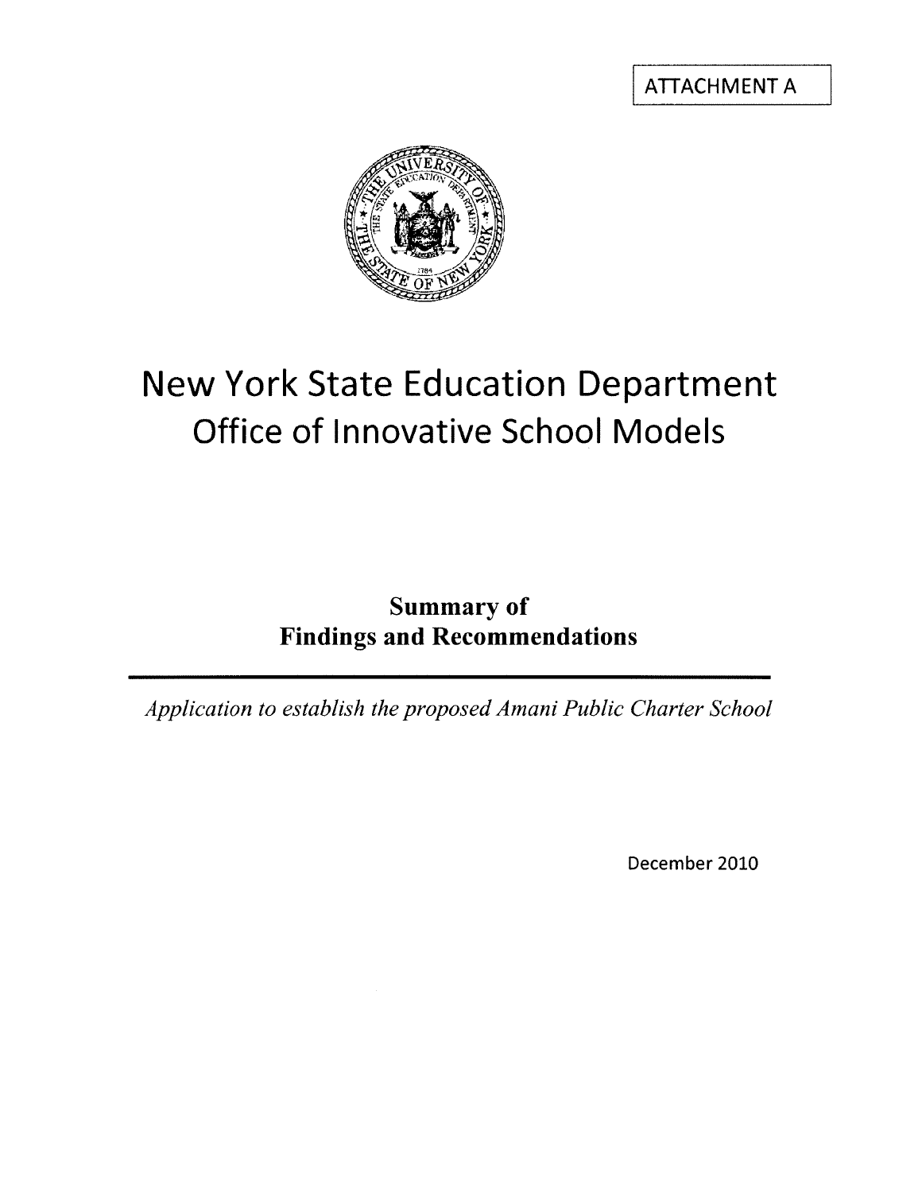ATTACHMENT A

# New York State Education Department
## Office of Innovative School Models

**Summary of**
**Findings and Recommendations**

---

*Application to establish the proposed Amani Public Charter School*

December 2010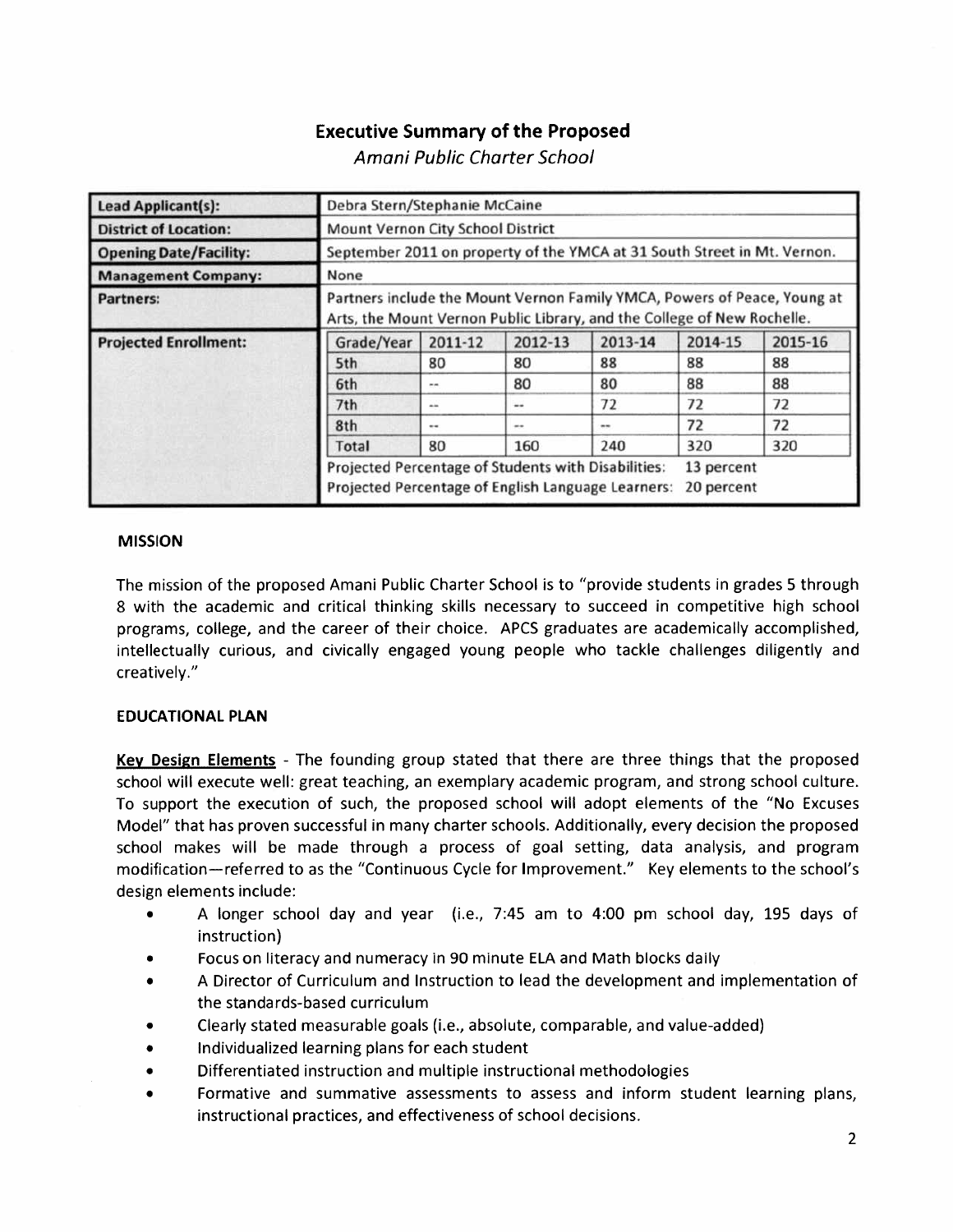# Executive Summary of the Proposed

*Amani Public Charter School*

| | |
|---|---|
| **Lead Applicant(s):** | Debra Stern/Stephanie McCaine |
| **District of Location:** | Mount Vernon City School District |
| **Opening Date/Facility:** | September 2011 on property of the YMCA at 31 South Street in Mt. Vernon. |
| **Management Company:** | None |
| **Partners:** | Partners include the Mount Vernon Family YMCA, Powers of Peace, Young at Arts, the Mount Vernon Public Library, and the College of New Rochelle. |
| **Projected Enrollment:** | |

| Grade/Year | 2011-12 | 2012-13 | 2013-14 | 2014-15 | 2015-16 |
|---|---|---|---|---|---|
| 5th | 80 | 80 | 88 | 88 | 88 |
| 6th | -- | 80 | 80 | 88 | 88 |
| 7th | -- | -- | 72 | 72 | 72 |
| 8th | -- | -- | -- | 72 | 72 |
| Total | 80 | 160 | 240 | 320 | 320 |

Projected Percentage of Students with Disabilities: 13 percent
Projected Percentage of English Language Learners: 20 percent

### MISSION

The mission of the proposed Amani Public Charter School is to "provide students in grades 5 through 8 with the academic and critical thinking skills necessary to succeed in competitive high school programs, college, and the career of their choice. APCS graduates are academically accomplished, intellectually curious, and civically engaged young people who tackle challenges diligently and creatively."

### EDUCATIONAL PLAN

**Key Design Elements** - The founding group stated that there are three things that the proposed school will execute well: great teaching, an exemplary academic program, and strong school culture. To support the execution of such, the proposed school will adopt elements of the "No Excuses Model" that has proven successful in many charter schools. Additionally, every decision the proposed school makes will be made through a process of goal setting, data analysis, and program modification—referred to as the "Continuous Cycle for Improvement." Key elements to the school's design elements include:

- A longer school day and year (i.e., 7:45 am to 4:00 pm school day, 195 days of instruction)
- Focus on literacy and numeracy in 90 minute ELA and Math blocks daily
- A Director of Curriculum and Instruction to lead the development and implementation of the standards-based curriculum
- Clearly stated measurable goals (i.e., absolute, comparable, and value-added)
- Individualized learning plans for each student
- Differentiated instruction and multiple instructional methodologies
- Formative and summative assessments to assess and inform student learning plans, instructional practices, and effectiveness of school decisions.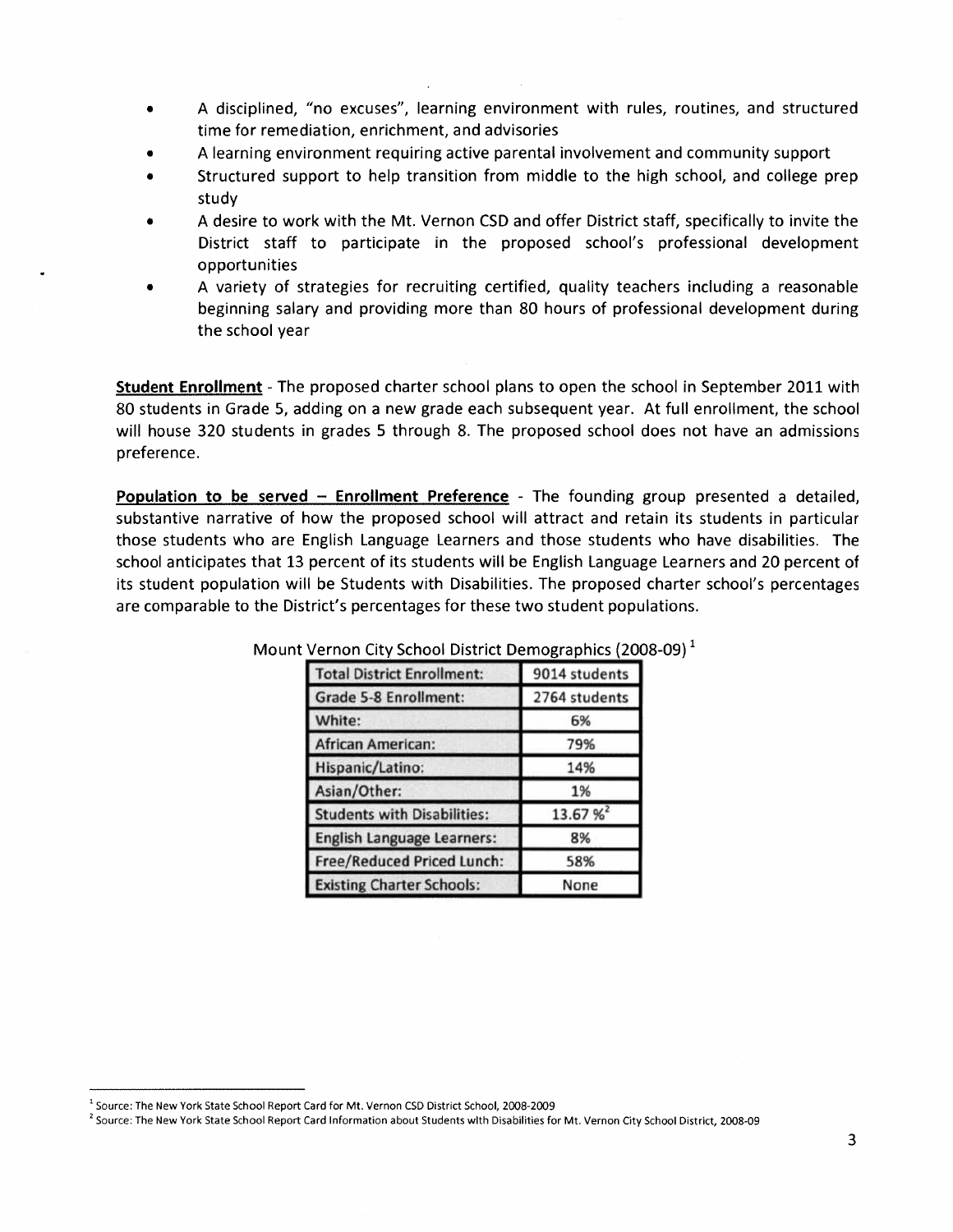- A disciplined, "no excuses", learning environment with rules, routines, and structured time for remediation, enrichment, and advisories
- A learning environment requiring active parental involvement and community support
- Structured support to help transition from middle to the high school, and college prep study
- A desire to work with the Mt. Vernon CSD and offer District staff, specifically to invite the District staff to participate in the proposed school's professional development opportunities
- A variety of strategies for recruiting certified, quality teachers including a reasonable beginning salary and providing more than 80 hours of professional development during the school year

**Student Enrollment** - The proposed charter school plans to open the school in September 2011 with 80 students in Grade 5, adding on a new grade each subsequent year. At full enrollment, the school will house 320 students in grades 5 through 8. The proposed school does not have an admissions preference.

**Population to be served – Enrollment Preference** - The founding group presented a detailed, substantive narrative of how the proposed school will attract and retain its students in particular those students who are English Language Learners and those students who have disabilities. The school anticipates that 13 percent of its students will be English Language Learners and 20 percent of its student population will be Students with Disabilities. The proposed charter school's percentages are comparable to the District's percentages for these two student populations.

Mount Vernon City School District Demographics (2008-09) [1]

| Category | Value |
|---|---|
| Total District Enrollment: | 9014 students |
| Grade 5-8 Enrollment: | 2764 students |
| White: | 6% |
| African American: | 79% |
| Hispanic/Latino: | 14% |
| Asian/Other: | 1% |
| Students with Disabilities: | 13.67 % [2] |
| English Language Learners: | 8% |
| Free/Reduced Priced Lunch: | 58% |
| Existing Charter Schools: | None |

[1] Source: The New York State School Report Card for Mt. Vernon CSD District School, 2008-2009

[2] Source: The New York State School Report Card Information about Students with Disabilities for Mt. Vernon City School District, 2008-09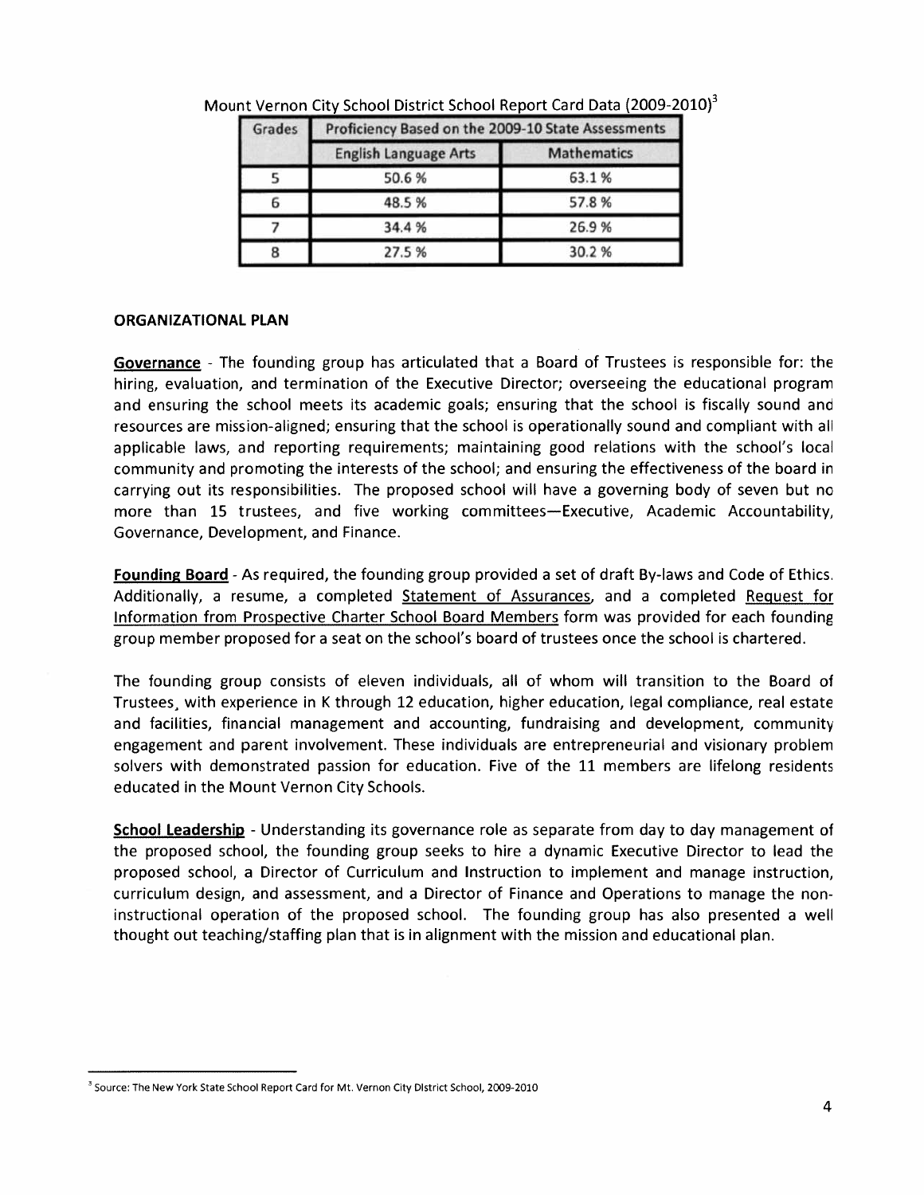Mount Vernon City School District School Report Card Data (2009-2010)[3]

| Grades | Proficiency Based on the 2009-10 State Assessments | |
|---|---|---|
| | English Language Arts | Mathematics |
| 5 | 50.6 % | 63.1 % |
| 6 | 48.5 % | 57.8 % |
| 7 | 34.4 % | 26.9 % |
| 8 | 27.5 % | 30.2 % |

**ORGANIZATIONAL PLAN**

**Governance** - The founding group has articulated that a Board of Trustees is responsible for: the hiring, evaluation, and termination of the Executive Director; overseeing the educational program and ensuring the school meets its academic goals; ensuring that the school is fiscally sound and resources are mission-aligned; ensuring that the school is operationally sound and compliant with all applicable laws, and reporting requirements; maintaining good relations with the school's local community and promoting the interests of the school; and ensuring the effectiveness of the board in carrying out its responsibilities. The proposed school will have a governing body of seven but no more than 15 trustees, and five working committees—Executive, Academic Accountability, Governance, Development, and Finance.

**Founding Board** - As required, the founding group provided a set of draft By-laws and Code of Ethics. Additionally, a resume, a completed Statement of Assurances, and a completed Request for Information from Prospective Charter School Board Members form was provided for each founding group member proposed for a seat on the school's board of trustees once the school is chartered.

The founding group consists of eleven individuals, all of whom will transition to the Board of Trustees, with experience in K through 12 education, higher education, legal compliance, real estate and facilities, financial management and accounting, fundraising and development, community engagement and parent involvement. These individuals are entrepreneurial and visionary problem solvers with demonstrated passion for education. Five of the 11 members are lifelong residents educated in the Mount Vernon City Schools.

**School Leadership** - Understanding its governance role as separate from day to day management of the proposed school, the founding group seeks to hire a dynamic Executive Director to lead the proposed school, a Director of Curriculum and Instruction to implement and manage instruction, curriculum design, and assessment, and a Director of Finance and Operations to manage the non-instructional operation of the proposed school. The founding group has also presented a well thought out teaching/staffing plan that is in alignment with the mission and educational plan.

[3] Source: The New York State School Report Card for Mt. Vernon City District School, 2009-2010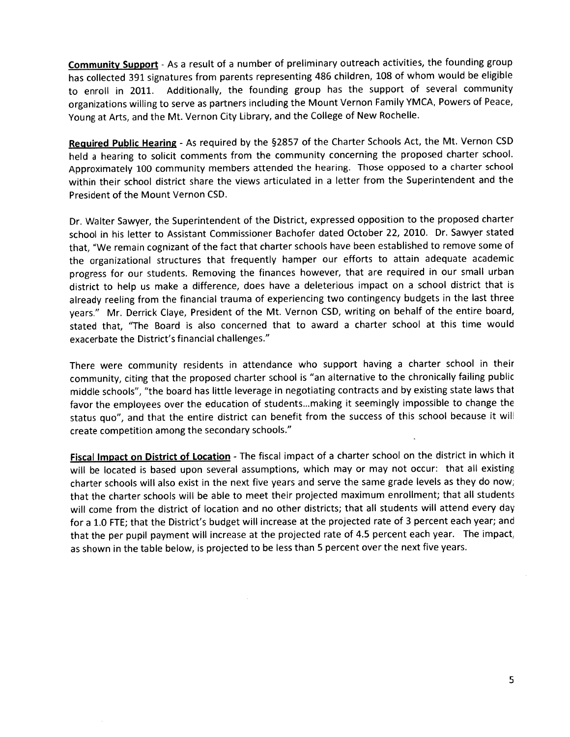**Community Support** - As a result of a number of preliminary outreach activities, the founding group has collected 391 signatures from parents representing 486 children, 108 of whom would be eligible to enroll in 2011. Additionally, the founding group has the support of several community organizations willing to serve as partners including the Mount Vernon Family YMCA, Powers of Peace, Young at Arts, and the Mt. Vernon City Library, and the College of New Rochelle.

**Required Public Hearing** - As required by the §2857 of the Charter Schools Act, the Mt. Vernon CSD held a hearing to solicit comments from the community concerning the proposed charter school. Approximately 100 community members attended the hearing. Those opposed to a charter school within their school district share the views articulated in a letter from the Superintendent and the President of the Mount Vernon CSD.

Dr. Walter Sawyer, the Superintendent of the District, expressed opposition to the proposed charter school in his letter to Assistant Commissioner Bachofer dated October 22, 2010. Dr. Sawyer stated that, "We remain cognizant of the fact that charter schools have been established to remove some of the organizational structures that frequently hamper our efforts to attain adequate academic progress for our students. Removing the finances however, that are required in our small urban district to help us make a difference, does have a deleterious impact on a school district that is already reeling from the financial trauma of experiencing two contingency budgets in the last three years." Mr. Derrick Claye, President of the Mt. Vernon CSD, writing on behalf of the entire board, stated that, "The Board is also concerned that to award a charter school at this time would exacerbate the District's financial challenges."

There were community residents in attendance who support having a charter school in their community, citing that the proposed charter school is "an alternative to the chronically failing public middle schools", "the board has little leverage in negotiating contracts and by existing state laws that favor the employees over the education of students...making it seemingly impossible to change the status quo", and that the entire district can benefit from the success of this school because it will create competition among the secondary schools."

**Fiscal Impact on District of Location** - The fiscal impact of a charter school on the district in which it will be located is based upon several assumptions, which may or may not occur: that all existing charter schools will also exist in the next five years and serve the same grade levels as they do now; that the charter schools will be able to meet their projected maximum enrollment; that all students will come from the district of location and no other districts; that all students will attend every day for a 1.0 FTE; that the District's budget will increase at the projected rate of 3 percent each year; and that the per pupil payment will increase at the projected rate of 4.5 percent each year. The impact, as shown in the table below, is projected to be less than 5 percent over the next five years.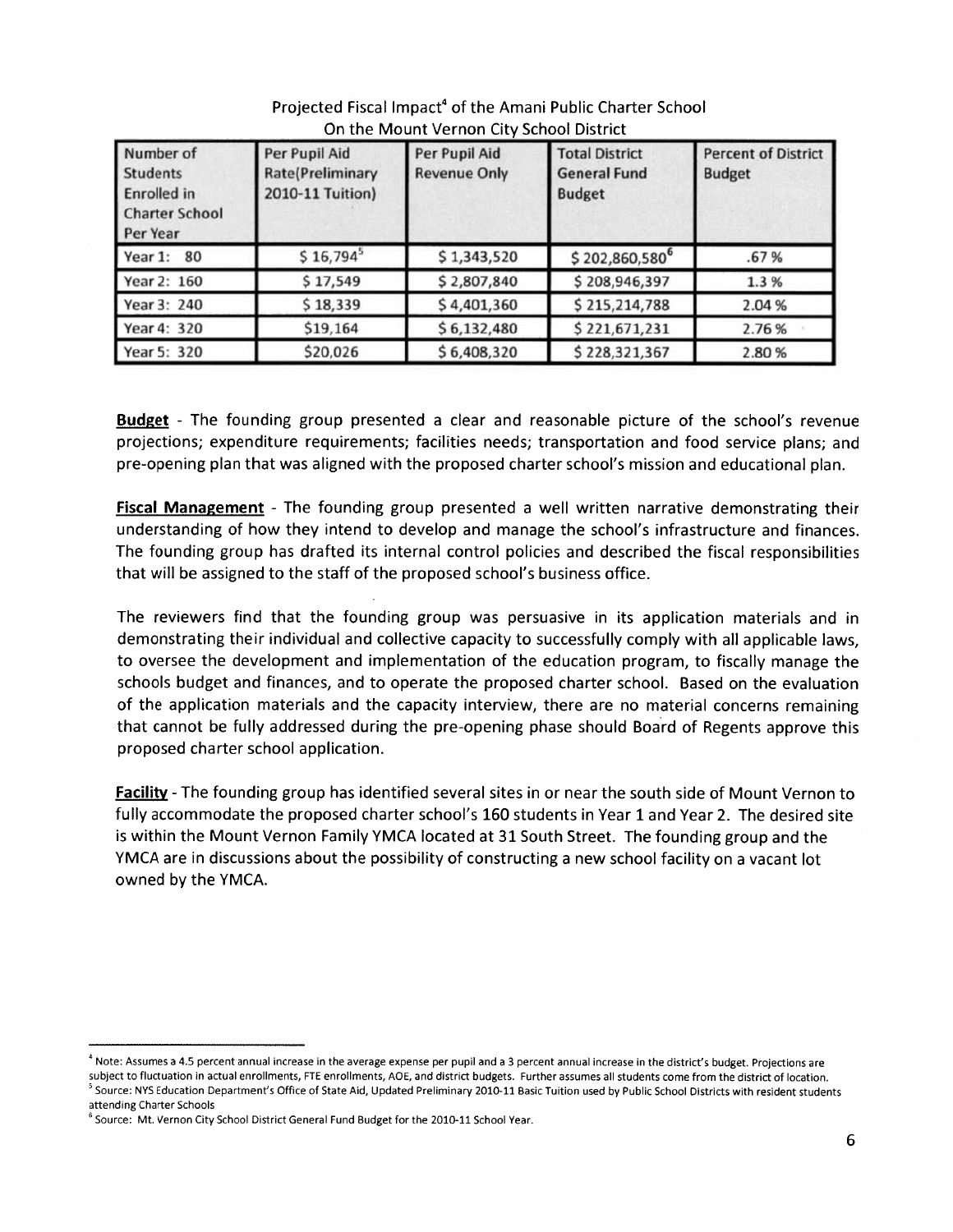Projected Fiscal Impact[4] of the Amani Public Charter School
On the Mount Vernon City School District

| Number of Students Enrolled in Charter School Per Year | Per Pupil Aid Rate(Preliminary 2010-11 Tuition) | Per Pupil Aid Revenue Only | Total District General Fund Budget | Percent of District Budget |
|---|---|---|---|---|
| Year 1: 80 | $ 16,794[5] | $ 1,343,520 | $ 202,860,580[6] | .67 % |
| Year 2: 160 | $ 17,549 | $ 2,807,840 | $ 208,946,397 | 1.3 % |
| Year 3: 240 | $ 18,339 | $ 4,401,360 | $ 215,214,788 | 2.04 % |
| Year 4: 320 | $19,164 | $ 6,132,480 | $ 221,671,231 | 2.76 % |
| Year 5: 320 | $20,026 | $ 6,408,320 | $ 228,321,367 | 2.80 % |

**Budget** - The founding group presented a clear and reasonable picture of the school's revenue projections; expenditure requirements; facilities needs; transportation and food service plans; and pre-opening plan that was aligned with the proposed charter school's mission and educational plan.

**Fiscal Management** - The founding group presented a well written narrative demonstrating their understanding of how they intend to develop and manage the school's infrastructure and finances. The founding group has drafted its internal control policies and described the fiscal responsibilities that will be assigned to the staff of the proposed school's business office.

The reviewers find that the founding group was persuasive in its application materials and in demonstrating their individual and collective capacity to successfully comply with all applicable laws, to oversee the development and implementation of the education program, to fiscally manage the schools budget and finances, and to operate the proposed charter school. Based on the evaluation of the application materials and the capacity interview, there are no material concerns remaining that cannot be fully addressed during the pre-opening phase should Board of Regents approve this proposed charter school application.

**Facility** - The founding group has identified several sites in or near the south side of Mount Vernon to fully accommodate the proposed charter school's 160 students in Year 1 and Year 2. The desired site is within the Mount Vernon Family YMCA located at 31 South Street. The founding group and the YMCA are in discussions about the possibility of constructing a new school facility on a vacant lot owned by the YMCA.

---

[4] Note: Assumes a 4.5 percent annual increase in the average expense per pupil and a 3 percent annual increase in the district's budget. Projections are subject to fluctuation in actual enrollments, FTE enrollments, AOE, and district budgets. Further assumes all students come from the district of location.

[5] Source: NYS Education Department's Office of State Aid, Updated Preliminary 2010-11 Basic Tuition used by Public School Districts with resident students attending Charter Schools

[6] Source: Mt. Vernon City School District General Fund Budget for the 2010-11 School Year.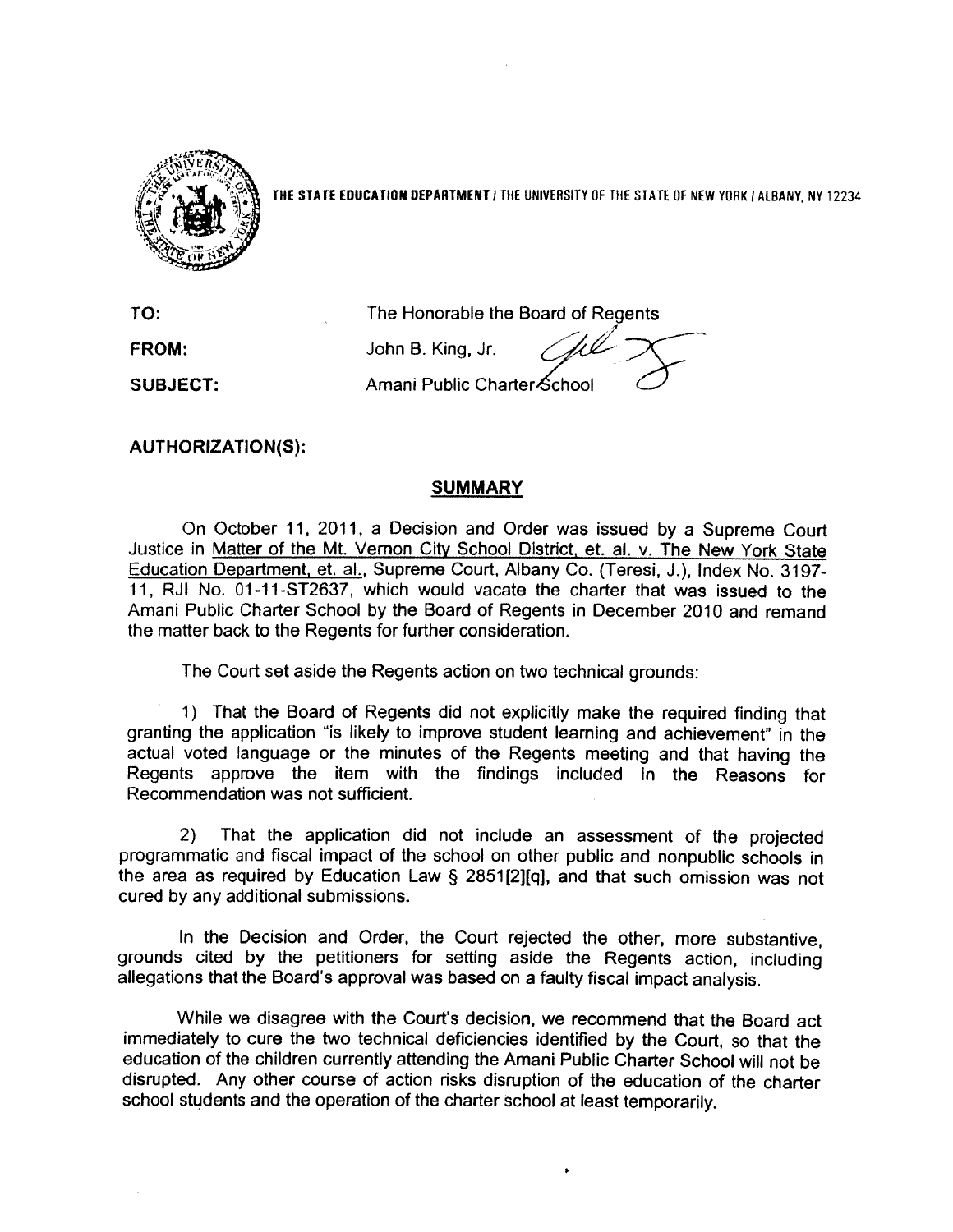**THE STATE EDUCATION DEPARTMENT** / THE UNIVERSITY OF THE STATE OF NEW YORK / ALBANY, NY 12234

**TO:** The Honorable the Board of Regents

**FROM:** John B. King, Jr.

**SUBJECT:** Amani Public Charter School

**AUTHORIZATION(S):**

## SUMMARY

On October 11, 2011, a Decision and Order was issued by a Supreme Court Justice in Matter of the Mt. Vernon City School District, et. al. v. The New York State Education Department, et. al., Supreme Court, Albany Co. (Teresi, J.), Index No. 3197-11, RJI No. 01-11-ST2637, which would vacate the charter that was issued to the Amani Public Charter School by the Board of Regents in December 2010 and remand the matter back to the Regents for further consideration.

The Court set aside the Regents action on two technical grounds:

1) That the Board of Regents did not explicitly make the required finding that granting the application "is likely to improve student learning and achievement" in the actual voted language or the minutes of the Regents meeting and that having the Regents approve the item with the findings included in the Reasons for Recommendation was not sufficient.

2) That the application did not include an assessment of the projected programmatic and fiscal impact of the school on other public and nonpublic schools in the area as required by Education Law § 2851[2][q], and that such omission was not cured by any additional submissions.

In the Decision and Order, the Court rejected the other, more substantive, grounds cited by the petitioners for setting aside the Regents action, including allegations that the Board's approval was based on a faulty fiscal impact analysis.

While we disagree with the Court's decision, we recommend that the Board act immediately to cure the two technical deficiencies identified by the Court, so that the education of the children currently attending the Amani Public Charter School will not be disrupted. Any other course of action risks disruption of the education of the charter school students and the operation of the charter school at least temporarily.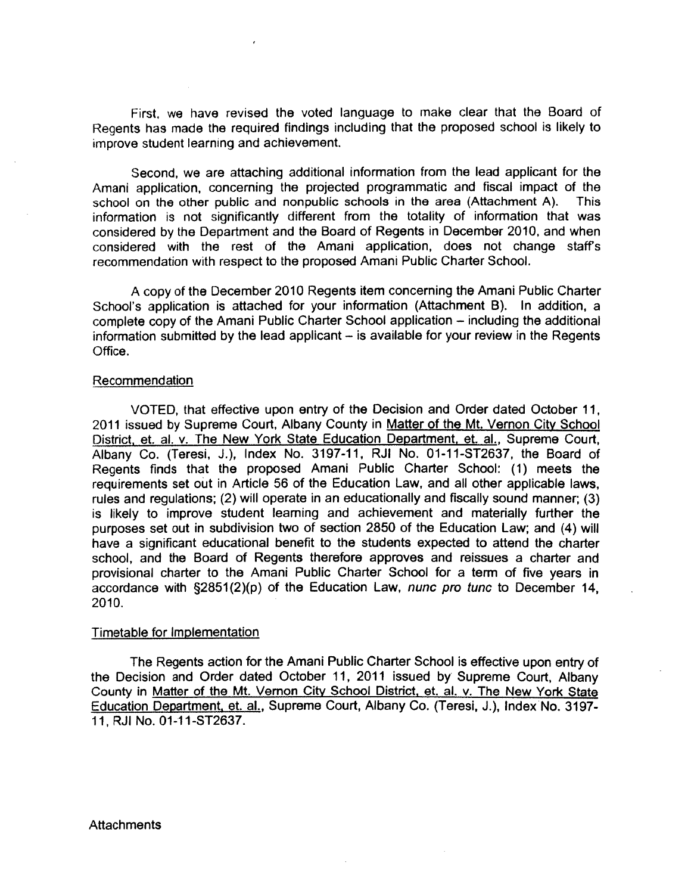First, we have revised the voted language to make clear that the Board of Regents has made the required findings including that the proposed school is likely to improve student learning and achievement.

Second, we are attaching additional information from the lead applicant for the Amani application, concerning the projected programmatic and fiscal impact of the school on the other public and nonpublic schools in the area (Attachment A). This information is not significantly different from the totality of information that was considered by the Department and the Board of Regents in December 2010, and when considered with the rest of the Amani application, does not change staff's recommendation with respect to the proposed Amani Public Charter School.

A copy of the December 2010 Regents item concerning the Amani Public Charter School's application is attached for your information (Attachment B). In addition, a complete copy of the Amani Public Charter School application – including the additional information submitted by the lead applicant – is available for your review in the Regents Office.

## Recommendation

VOTED, that effective upon entry of the Decision and Order dated October 11, 2011 issued by Supreme Court, Albany County in Matter of the Mt. Vernon City School District, et. al. v. The New York State Education Department, et. al., Supreme Court, Albany Co. (Teresi, J.), Index No. 3197-11, RJI No. 01-11-ST2637, the Board of Regents finds that the proposed Amani Public Charter School: (1) meets the requirements set out in Article 56 of the Education Law, and all other applicable laws, rules and regulations; (2) will operate in an educationally and fiscally sound manner; (3) is likely to improve student learning and achievement and materially further the purposes set out in subdivision two of section 2850 of the Education Law; and (4) will have a significant educational benefit to the students expected to attend the charter school, and the Board of Regents therefore approves and reissues a charter and provisional charter to the Amani Public Charter School for a term of five years in accordance with §2851(2)(p) of the Education Law, *nunc pro tunc* to December 14, 2010.

## Timetable for Implementation

The Regents action for the Amani Public Charter School is effective upon entry of the Decision and Order dated October 11, 2011 issued by Supreme Court, Albany County in Matter of the Mt. Vernon City School District, et. al. v. The New York State Education Department, et. al., Supreme Court, Albany Co. (Teresi, J.), Index No. 3197-11, RJI No. 01-11-ST2637.

Attachments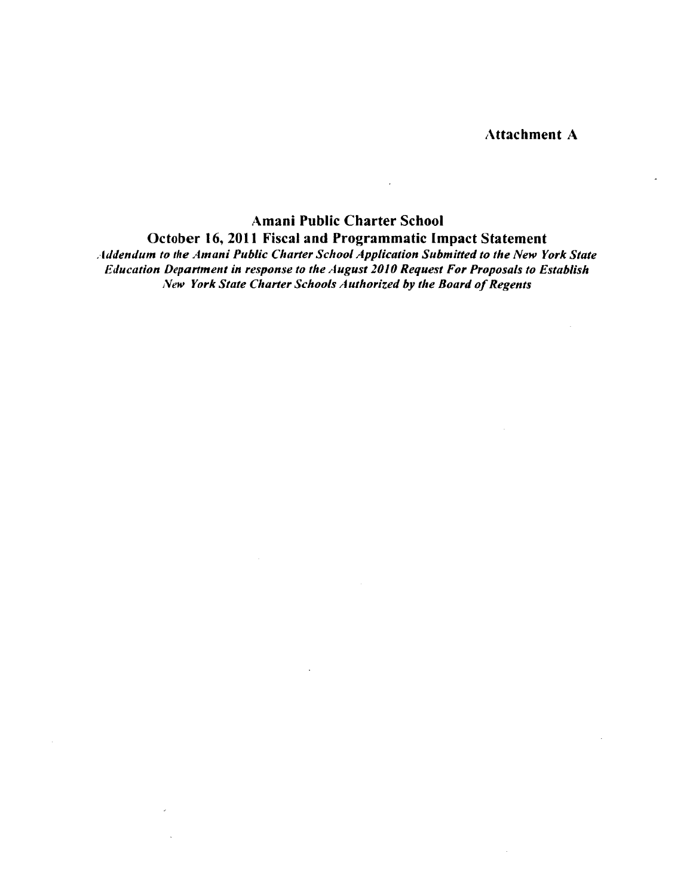**Attachment A**

# Amani Public Charter School

## October 16, 2011 Fiscal and Programmatic Impact Statement

*Addendum to the Amani Public Charter School Application Submitted to the New York State Education Department in response to the August 2010 Request For Proposals to Establish New York State Charter Schools Authorized by the Board of Regents*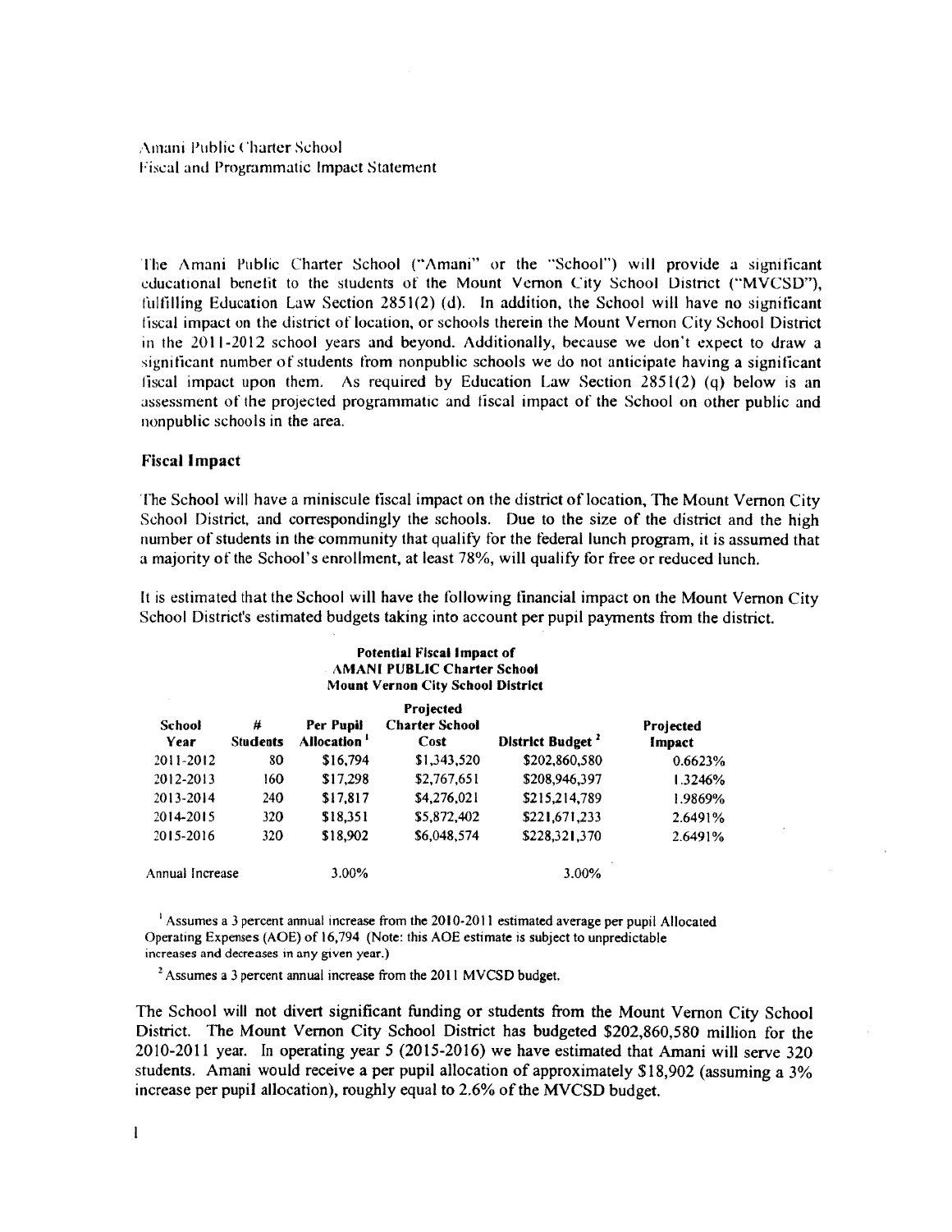Amani Public Charter School
Fiscal and Programmatic Impact Statement

The Amani Public Charter School ("Amani" or the "School") will provide a significant educational benefit to the students of the Mount Vernon City School District ("MVCSD"), fulfilling Education Law Section 2851(2) (d). In addition, the School will have no significant fiscal impact on the district of location, or schools therein the Mount Vernon City School District in the 2011-2012 school years and beyond. Additionally, because we don't expect to draw a significant number of students from nonpublic schools we do not anticipate having a significant fiscal impact upon them. As required by Education Law Section 2851(2) (q) below is an assessment of the projected programmatic and fiscal impact of the School on other public and nonpublic schools in the area.

### Fiscal Impact

The School will have a miniscule fiscal impact on the district of location, The Mount Vernon City School District, and correspondingly the schools. Due to the size of the district and the high number of students in the community that qualify for the federal lunch program, it is assumed that a majority of the School's enrollment, at least 78%, will qualify for free or reduced lunch.

It is estimated that the School will have the following financial impact on the Mount Vernon City School District's estimated budgets taking into account per pupil payments from the district.

**Potential Fiscal Impact of AMANI PUBLIC Charter School Mount Vernon City School District**

| School Year | # Students | Per Pupil Allocation [1] | Projected Charter School Cost | District Budget [2] | Projected Impact |
|---|---|---|---|---|---|
| 2011-2012 | 80 | $16,794 | $1,343,520 | $202,860,580 | 0.6623% |
| 2012-2013 | 160 | $17,298 | $2,767,651 | $208,946,397 | 1.3246% |
| 2013-2014 | 240 | $17,817 | $4,276,021 | $215,214,789 | 1.9869% |
| 2014-2015 | 320 | $18,351 | $5,872,402 | $221,671,233 | 2.6491% |
| 2015-2016 | 320 | $18,902 | $6,048,574 | $228,321,370 | 2.6491% |
| Annual Increase | | 3.00% | | 3.00% | |

[1] Assumes a 3 percent annual increase from the 2010-2011 estimated average per pupil Allocated Operating Expenses (AOE) of 16,794 (Note: this AOE estimate is subject to unpredictable increases and decreases in any given year.)

[2] Assumes a 3 percent annual increase from the 2011 MVCSD budget.

The School will not divert significant funding or students from the Mount Vernon City School District. The Mount Vernon City School District has budgeted $202,860,580 million for the 2010-2011 year. In operating year 5 (2015-2016) we have estimated that Amani will serve 320 students. Amani would receive a per pupil allocation of approximately $18,902 (assuming a 3% increase per pupil allocation), roughly equal to 2.6% of the MVCSD budget.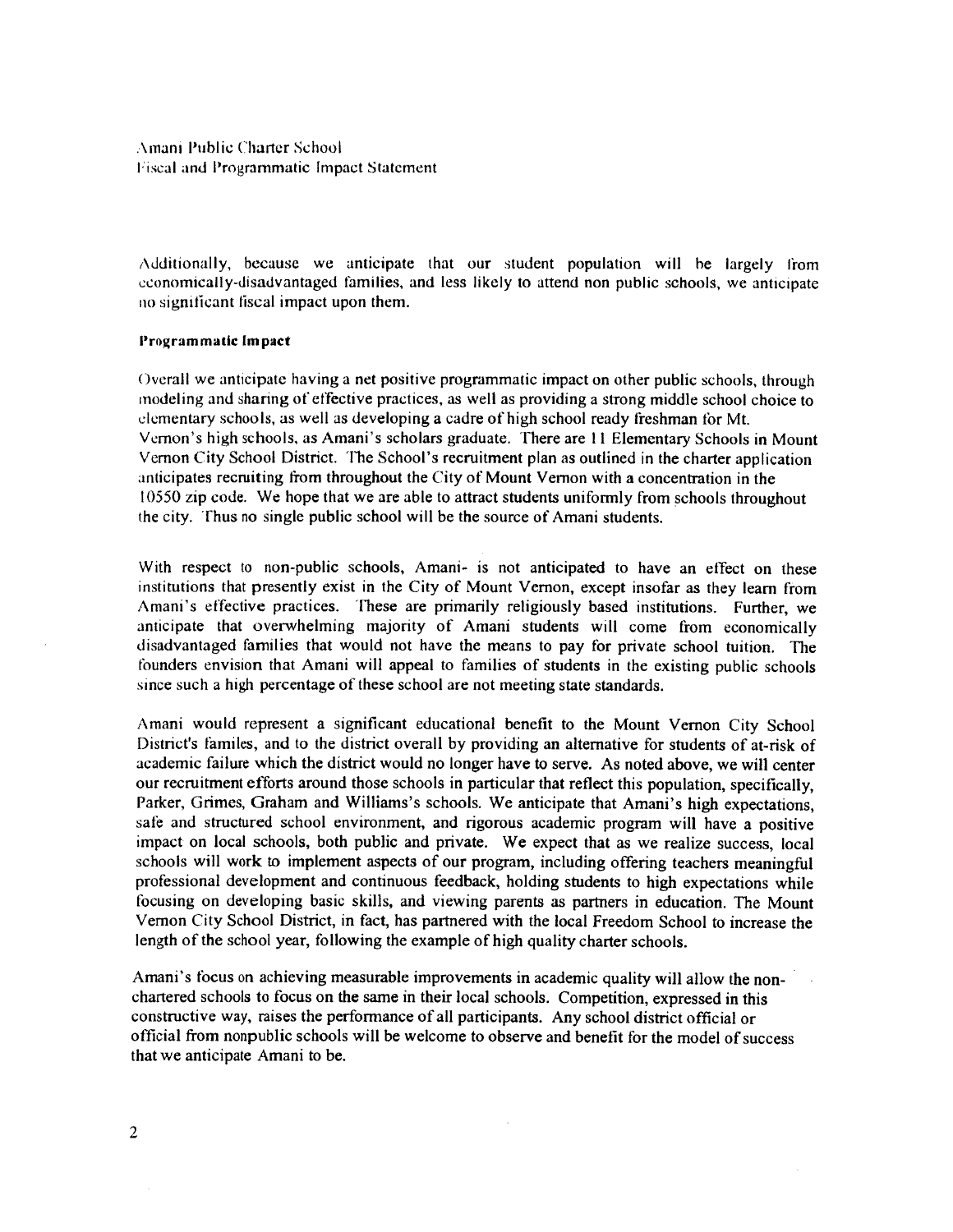Additionally, because we anticipate that our student population will be largely from economically-disadvantaged families, and less likely to attend non public schools, we anticipate no significant fiscal impact upon them.

**Programmatic Impact**

Overall we anticipate having a net positive programmatic impact on other public schools, through modeling and sharing of effective practices, as well as providing a strong middle school choice to elementary schools, as well as developing a cadre of high school ready freshman for Mt. Vernon's high schools, as Amani's scholars graduate. There are 11 Elementary Schools in Mount Vernon City School District. The School's recruitment plan as outlined in the charter application anticipates recruiting from throughout the City of Mount Vernon with a concentration in the 10550 zip code. We hope that we are able to attract students uniformly from schools throughout the city. Thus no single public school will be the source of Amani students.

With respect to non-public schools, Amani- is not anticipated to have an effect on these institutions that presently exist in the City of Mount Vernon, except insofar as they learn from Amani's effective practices. These are primarily religiously based institutions. Further, we anticipate that overwhelming majority of Amani students will come from economically disadvantaged families that would not have the means to pay for private school tuition. The founders envision that Amani will appeal to families of students in the existing public schools since such a high percentage of these school are not meeting state standards.

Amani would represent a significant educational benefit to the Mount Vernon City School District's familes, and to the district overall by providing an alternative for students of at-risk of academic failure which the district would no longer have to serve. As noted above, we will center our recruitment efforts around those schools in particular that reflect this population, specifically, Parker, Grimes, Graham and Williams's schools. We anticipate that Amani's high expectations, safe and structured school environment, and rigorous academic program will have a positive impact on local schools, both public and private. We expect that as we realize success, local schools will work to implement aspects of our program, including offering teachers meaningful professional development and continuous feedback, holding students to high expectations while focusing on developing basic skills, and viewing parents as partners in education. The Mount Vernon City School District, in fact, has partnered with the local Freedom School to increase the length of the school year, following the example of high quality charter schools.

Amani's focus on achieving measurable improvements in academic quality will allow the non-chartered schools to focus on the same in their local schools. Competition, expressed in this constructive way, raises the performance of all participants. Any school district official or official from nonpublic schools will be welcome to observe and benefit for the model of success that we anticipate Amani to be.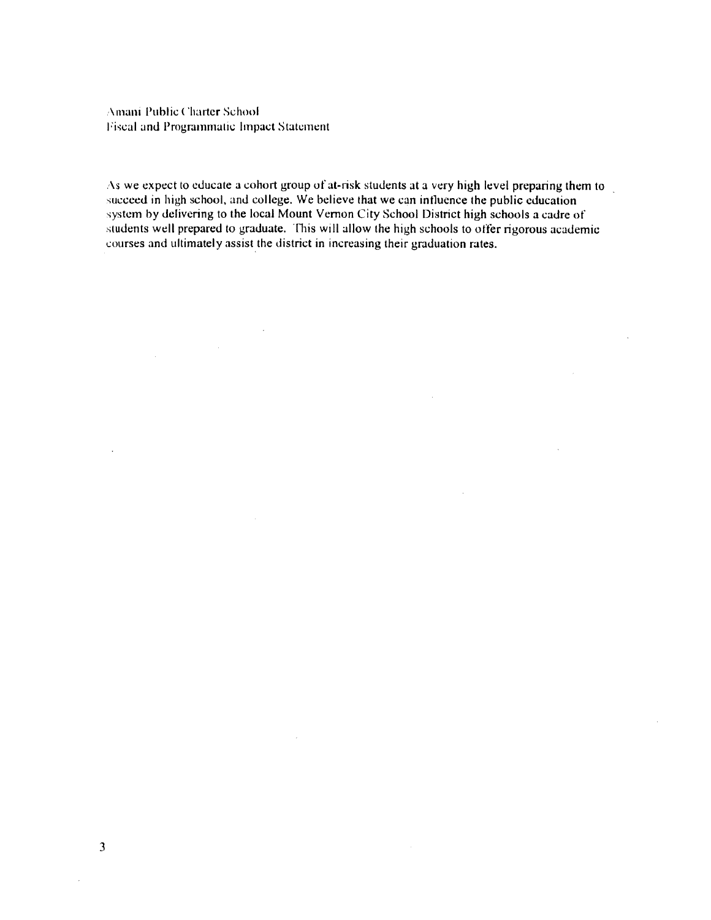Amani Public Charter School
Fiscal and Programmatic Impact Statement

As we expect to educate a cohort group of at-risk students at a very high level preparing them to succeed in high school, and college. We believe that we can influence the public education system by delivering to the local Mount Vernon City School District high schools a cadre of students well prepared to graduate. This will allow the high schools to offer rigorous academic courses and ultimately assist the district in increasing their graduation rates.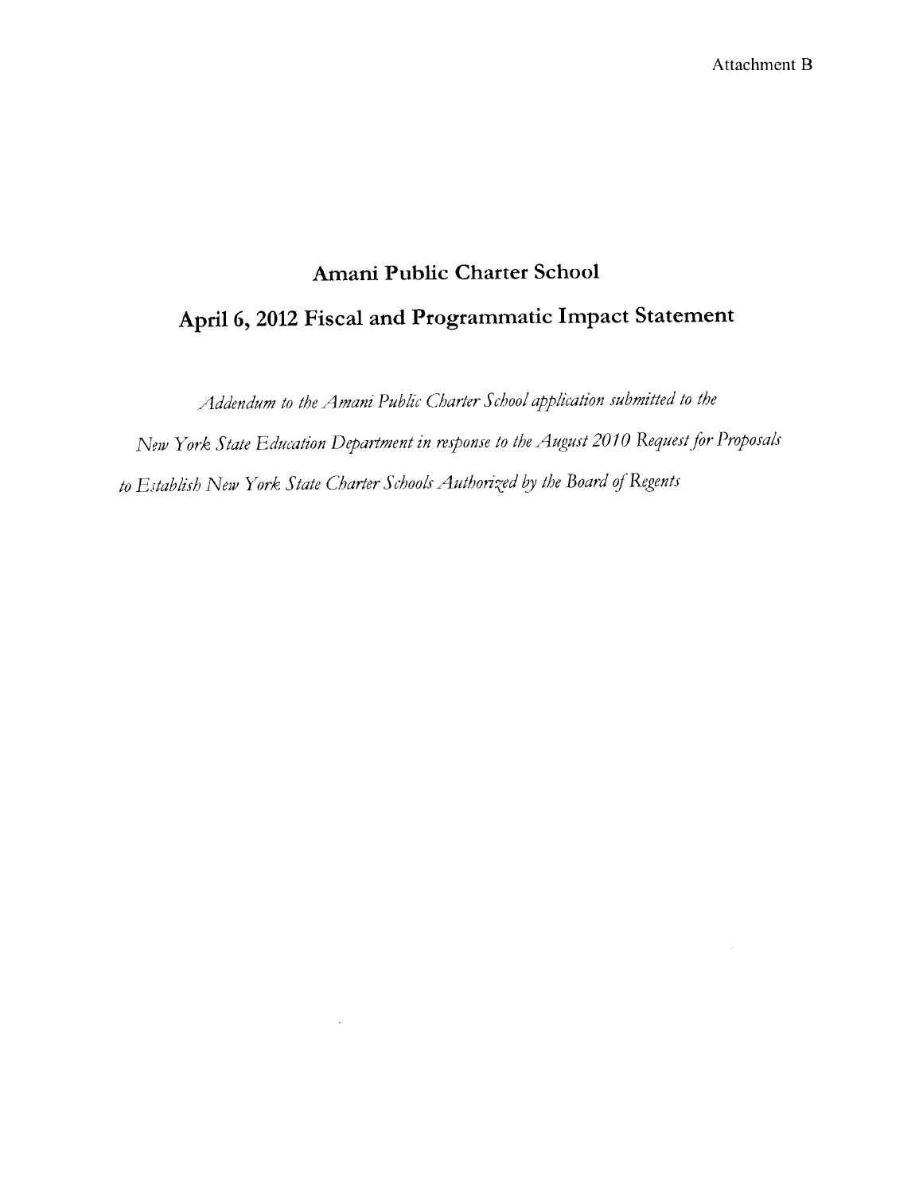Attachment B

# Amani Public Charter School

## April 6, 2012 Fiscal and Programmatic Impact Statement

*Addendum to the Amani Public Charter School application submitted to the New York State Education Department in response to the August 2010 Request for Proposals to Establish New York State Charter Schools Authorized by the Board of Regents*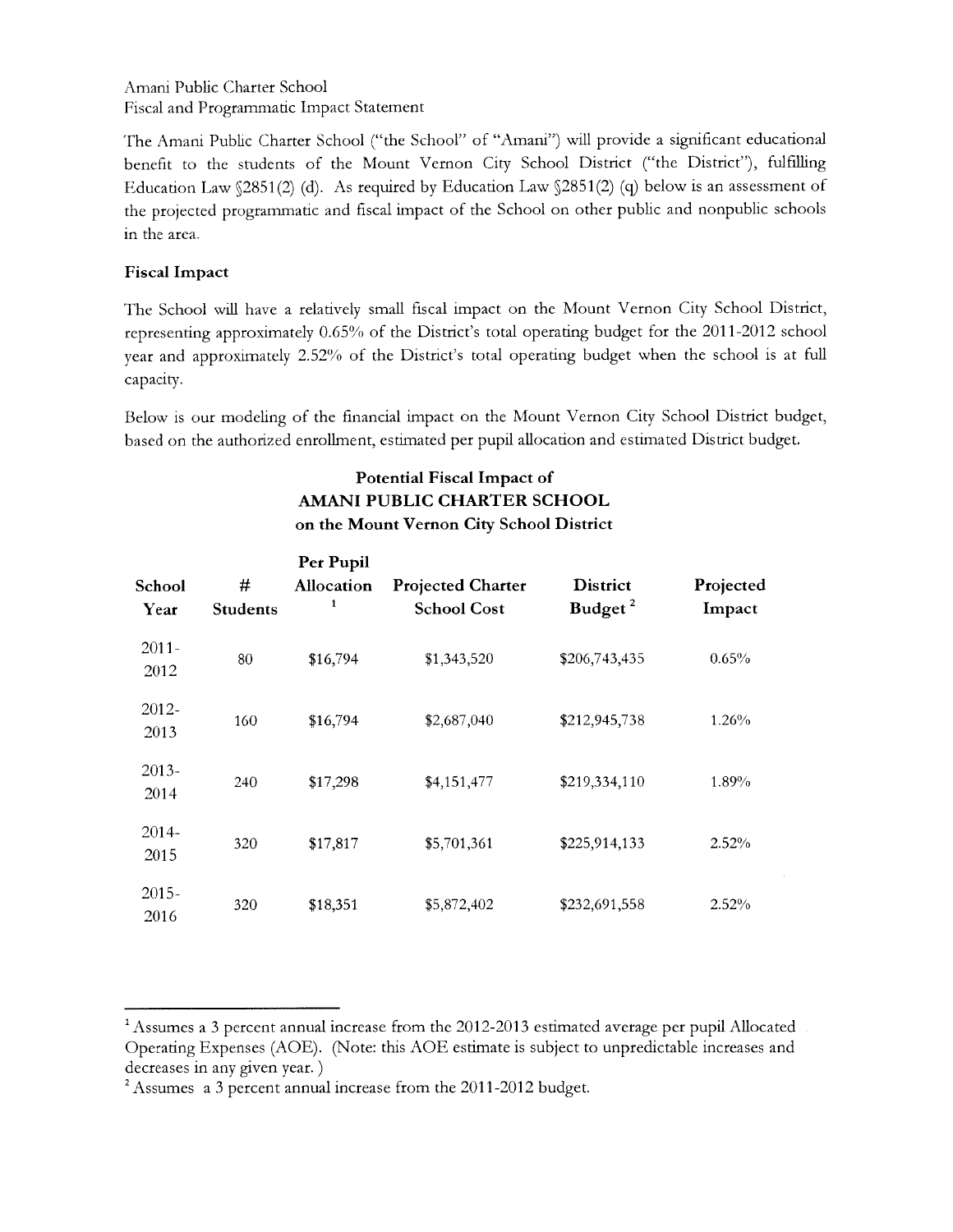Amani Public Charter School
Fiscal and Programmatic Impact Statement

The Amani Public Charter School ("the School" of "Amani") will provide a significant educational benefit to the students of the Mount Vernon City School District ("the District"), fulfilling Education Law §2851(2) (d). As required by Education Law §2851(2) (q) below is an assessment of the projected programmatic and fiscal impact of the School on other public and nonpublic schools in the area.

**Fiscal Impact**

The School will have a relatively small fiscal impact on the Mount Vernon City School District, representing approximately 0.65% of the District's total operating budget for the 2011-2012 school year and approximately 2.52% of the District's total operating budget when the school is at full capacity.

Below is our modeling of the financial impact on the Mount Vernon City School District budget, based on the authorized enrollment, estimated per pupil allocation and estimated District budget.

**Potential Fiscal Impact of**
**AMANI PUBLIC CHARTER SCHOOL**
**on the Mount Vernon City School District**

| School Year | # Students | Per Pupil Allocation [1] | Projected Charter School Cost | District Budget [2] | Projected Impact |
|---|---|---|---|---|---|
| 2011-2012 | 80 | $16,794 | $1,343,520 | $206,743,435 | 0.65% |
| 2012-2013 | 160 | $16,794 | $2,687,040 | $212,945,738 | 1.26% |
| 2013-2014 | 240 | $17,298 | $4,151,477 | $219,334,110 | 1.89% |
| 2014-2015 | 320 | $17,817 | $5,701,361 | $225,914,133 | 2.52% |
| 2015-2016 | 320 | $18,351 | $5,872,402 | $232,691,558 | 2.52% |

---

[1] Assumes a 3 percent annual increase from the 2012-2013 estimated average per pupil Allocated Operating Expenses (AOE). (Note: this AOE estimate is subject to unpredictable increases and decreases in any given year.)

[2] Assumes a 3 percent annual increase from the 2011-2012 budget.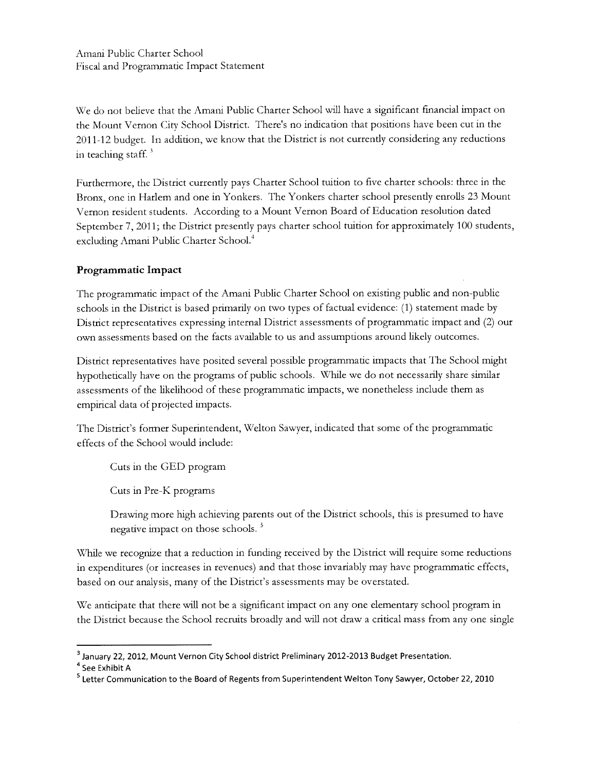Amani Public Charter School
Fiscal and Programmatic Impact Statement

We do not believe that the Amani Public Charter School will have a significant financial impact on the Mount Vernon City School District. There's no indication that positions have been cut in the 2011-12 budget. In addition, we know that the District is not currently considering any reductions in teaching staff.[3]

Furthermore, the District currently pays Charter School tuition to five charter schools: three in the Bronx, one in Harlem and one in Yonkers. The Yonkers charter school presently enrolls 23 Mount Vernon resident students. According to a Mount Vernon Board of Education resolution dated September 7, 2011; the District presently pays charter school tuition for approximately 100 students, excluding Amani Public Charter School.[4]

## Programmatic Impact

The programmatic impact of the Amani Public Charter School on existing public and non-public schools in the District is based primarily on two types of factual evidence: (1) statement made by District representatives expressing internal District assessments of programmatic impact and (2) our own assessments based on the facts available to us and assumptions around likely outcomes.

District representatives have posited several possible programmatic impacts that The School might hypothetically have on the programs of public schools. While we do not necessarily share similar assessments of the likelihood of these programmatic impacts, we nonetheless include them as empirical data of projected impacts.

The District's former Superintendent, Welton Sawyer, indicated that some of the programmatic effects of the School would include:

Cuts in the GED program

Cuts in Pre-K programs

Drawing more high achieving parents out of the District schools, this is presumed to have negative impact on those schools.[5]

While we recognize that a reduction in funding received by the District will require some reductions in expenditures (or increases in revenues) and that those invariably may have programmatic effects, based on our analysis, many of the District's assessments may be overstated.

We anticipate that there will not be a significant impact on any one elementary school program in the District because the School recruits broadly and will not draw a critical mass from any one single

---

[3] January 22, 2012, Mount Vernon City School district Preliminary 2012-2013 Budget Presentation.

[4] See Exhibit A

[5] Letter Communication to the Board of Regents from Superintendent Welton Tony Sawyer, October 22, 2010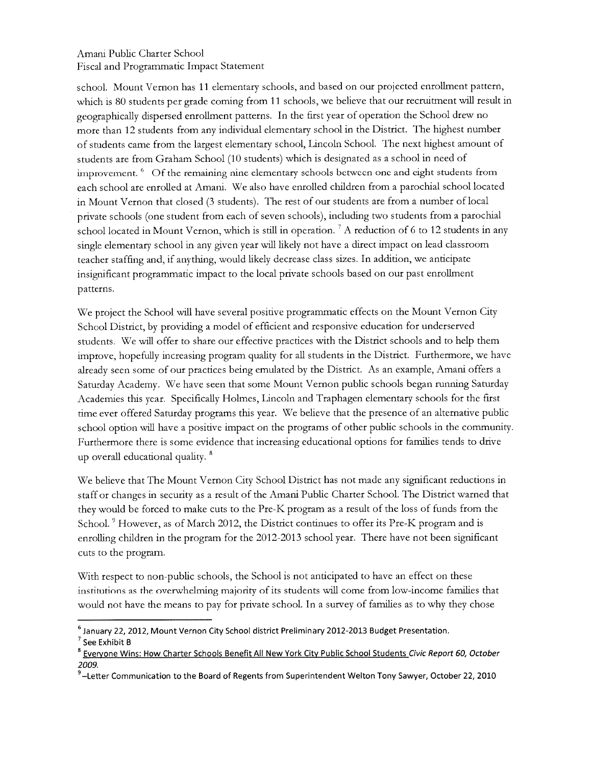school. Mount Vernon has 11 elementary schools, and based on our projected enrollment pattern, which is 80 students per grade coming from 11 schools, we believe that our recruitment will result in geographically dispersed enrollment patterns. In the first year of operation the School drew no more than 12 students from any individual elementary school in the District. The highest number of students came from the largest elementary school, Lincoln School. The next highest amount of students are from Graham School (10 students) which is designated as a school in need of improvement. [6] Of the remaining nine elementary schools between one and eight students from each school are enrolled at Amani. We also have enrolled children from a parochial school located in Mount Vernon that closed (3 students). The rest of our students are from a number of local private schools (one student from each of seven schools), including two students from a parochial school located in Mount Vernon, which is still in operation. [7] A reduction of 6 to 12 students in any single elementary school in any given year will likely not have a direct impact on lead classroom teacher staffing and, if anything, would likely decrease class sizes. In addition, we anticipate insignificant programmatic impact to the local private schools based on our past enrollment patterns.

We project the School will have several positive programmatic effects on the Mount Vernon City School District, by providing a model of efficient and responsive education for underserved students. We will offer to share our effective practices with the District schools and to help them improve, hopefully increasing program quality for all students in the District. Furthermore, we have already seen some of our practices being emulated by the District. As an example, Amani offers a Saturday Academy. We have seen that some Mount Vernon public schools began running Saturday Academies this year. Specifically Holmes, Lincoln and Traphagen elementary schools for the first time ever offered Saturday programs this year. We believe that the presence of an alternative public school option will have a positive impact on the programs of other public schools in the community. Furthermore there is some evidence that increasing educational options for families tends to drive up overall educational quality. [8]

We believe that The Mount Vernon City School District has not made any significant reductions in staff or changes in security as a result of the Amani Public Charter School. The District warned that they would be forced to make cuts to the Pre-K program as a result of the loss of funds from the School. [9] However, as of March 2012, the District continues to offer its Pre-K program and is enrolling children in the program for the 2012-2013 school year. There have not been significant cuts to the program.

With respect to non-public schools, the School is not anticipated to have an effect on these institutions as the overwhelming majority of its students will come from low-income families that would not have the means to pay for private school. In a survey of families as to why they chose

---

[6] January 22, 2012, Mount Vernon City School district Preliminary 2012-2013 Budget Presentation.

[7] See Exhibit B

[8] Everyone Wins: How Charter Schools Benefit All New York City Public School Students *Civic Report 60, October 2009.*

[9] –Letter Communication to the Board of Regents from Superintendent Welton Tony Sawyer, October 22, 2010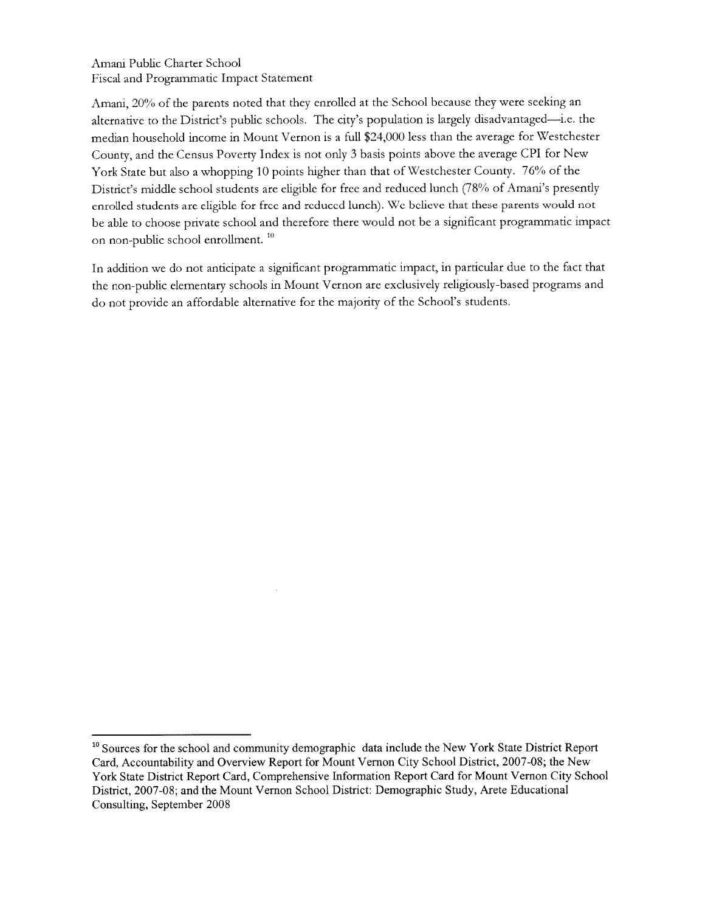Amani, 20% of the parents noted that they enrolled at the School because they were seeking an alternative to the District's public schools. The city's population is largely disadvantaged—i.e. the median household income in Mount Vernon is a full $24,000 less than the average for Westchester County, and the Census Poverty Index is not only 3 basis points above the average CPI for New York State but also a whopping 10 points higher than that of Westchester County. 76% of the District's middle school students are eligible for free and reduced lunch (78% of Amani's presently enrolled students are eligible for free and reduced lunch). We believe that these parents would not be able to choose private school and therefore there would not be a significant programmatic impact on non-public school enrollment. [10]

In addition we do not anticipate a significant programmatic impact, in particular due to the fact that the non-public elementary schools in Mount Vernon are exclusively religiously-based programs and do not provide an affordable alternative for the majority of the School's students.

---

[10] Sources for the school and community demographic data include the New York State District Report Card, Accountability and Overview Report for Mount Vernon City School District, 2007-08; the New York State District Report Card, Comprehensive Information Report Card for Mount Vernon City School District, 2007-08; and the Mount Vernon School District: Demographic Study, Arete Educational Consulting, September 2008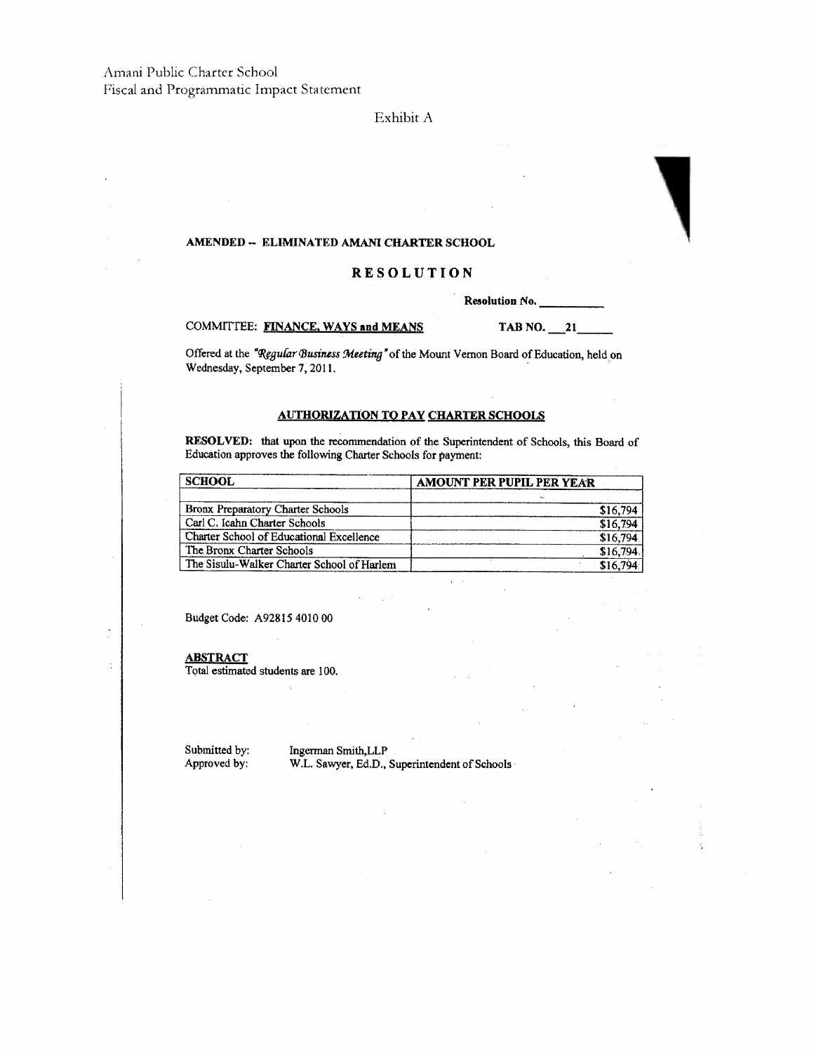Amani Public Charter School
Fiscal and Programmatic Impact Statement

Exhibit A

**AMENDED -- ELIMINATED AMANI CHARTER SCHOOL**

## RESOLUTION

**Resolution No.** ___________

COMMITTEE: **FINANCE, WAYS and MEANS** **TAB NO. 21**

Offered at the *"Regular Business Meeting"* of the Mount Vernon Board of Education, held on Wednesday, September 7, 2011.

### AUTHORIZATION TO PAY CHARTER SCHOOLS

**RESOLVED:** that upon the recommendation of the Superintendent of Schools, this Board of Education approves the following Charter Schools for payment:

| SCHOOL | AMOUNT PER PUPIL PER YEAR |
|---|---|
| | |
| Bronx Preparatory Charter Schools | $16,794 |
| Carl C. Icahn Charter Schools | $16,794 |
| Charter School of Educational Excellence | $16,794 |
| The Bronx Charter Schools | $16,794 |
| The Sisulu-Walker Charter School of Harlem | $16,794 |

Budget Code: A92815 4010 00

**ABSTRACT**
Total estimated students are 100.

Submitted by: Ingerman Smith,LLP
Approved by: W.L. Sawyer, Ed.D., Superintendent of Schools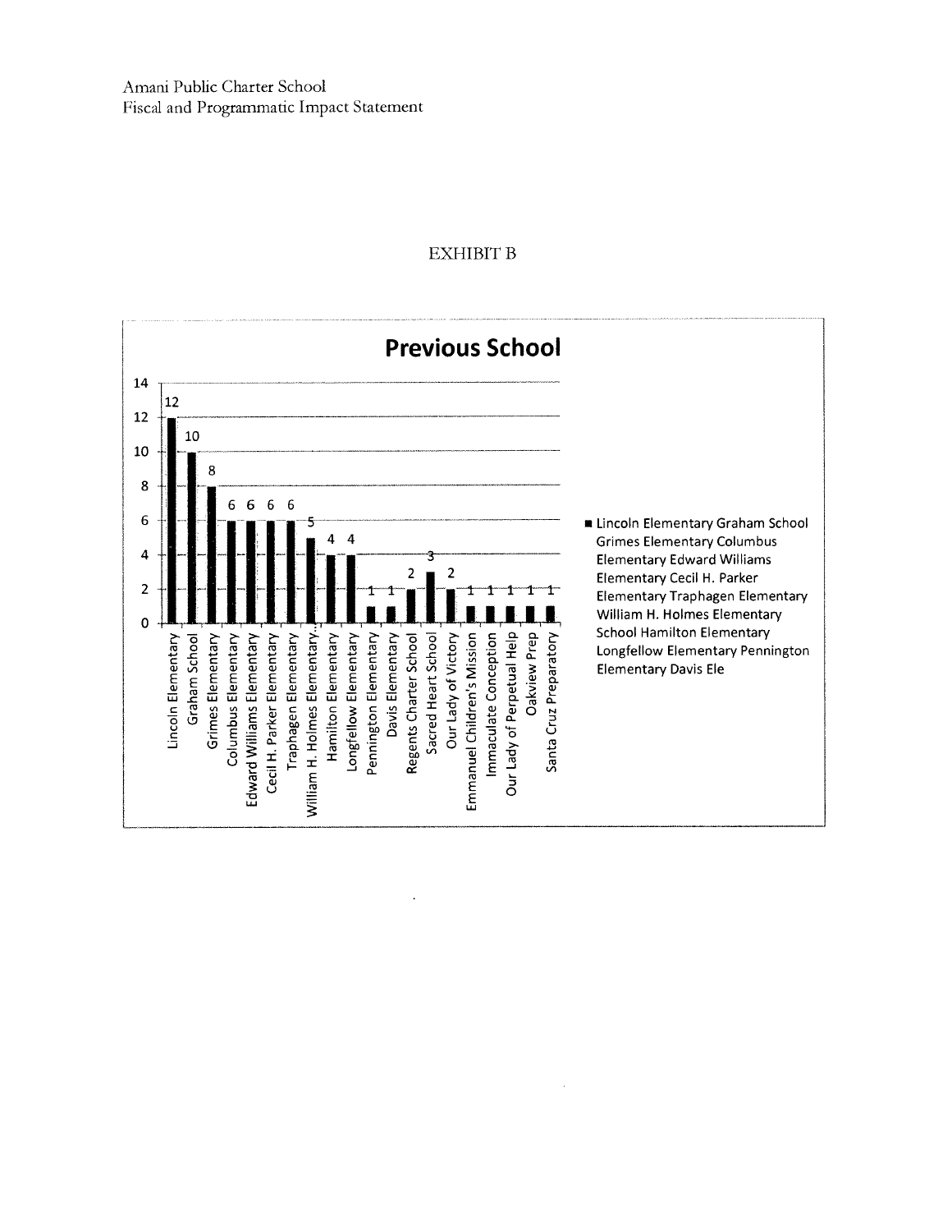Amani Public Charter School
Fiscal and Programmatic Impact Statement

EXHIBIT B

**Previous School**

14
12
10
8
6
4
2
0

12
10
8
6 6 6 6
5
4 4
1 1
2
3
2
1 1 1 1 1

Lincoln Elementary
Graham School
Grimes Elementary
Columbus Elementary
Edward Williams Elementary
Cecil H. Parker Elementary
Traphagen Elementary
William H. Holmes Elementary...
Hamilton Elementary
Longfellow Elementary
Pennington Elementary
Davis Elementary
Regents Charter School
Sacred Heart School
Our Lady of Victory
Emmanuel Children's Mission
Immaculate Conception
Our Lady of Perpetual Help
Oakview Prep
Santa Cruz Preparatory

■ Lincoln Elementary Graham School Grimes Elementary Columbus Elementary Edward Williams Elementary Cecil H. Parker Elementary Traphagen Elementary William H. Holmes Elementary School Hamilton Elementary Longfellow Elementary Pennington Elementary Davis Ele